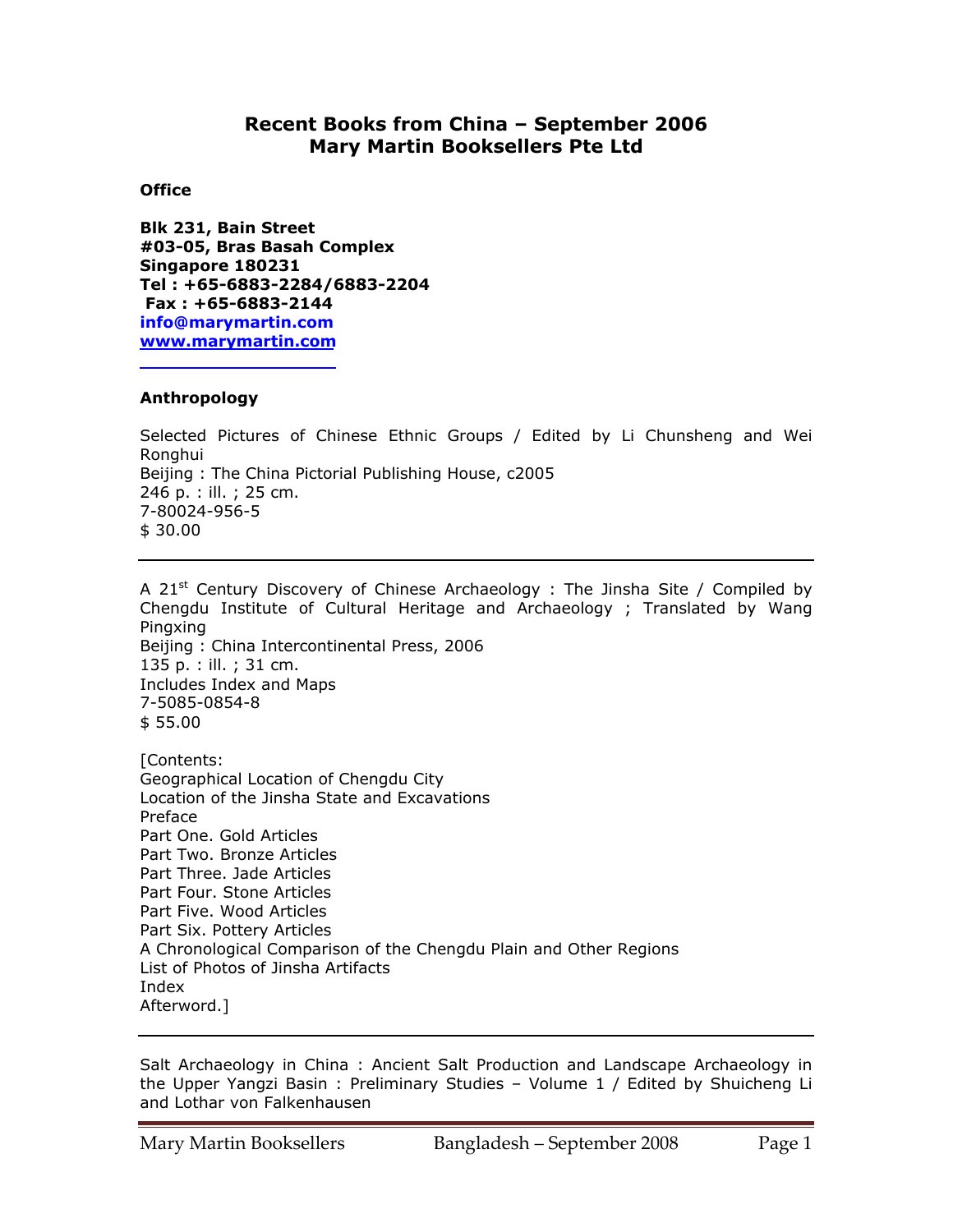# Recent Books from China – September 2006
# Mary Martin Booksellers Pte Ltd

**Office**

**Blk 231, Bain Street**
**#03-05, Bras Basah Complex**
**Singapore 180231**
**Tel : +65-6883-2284/6883-2204**
**Fax : +65-6883-2144**
**info@marymartin.com**
**www.marymartin.com**

## Anthropology

Selected Pictures of Chinese Ethnic Groups / Edited by Li Chunsheng and Wei Ronghui
Beijing : The China Pictorial Publishing House, c2005
246 p. : ill. ; 25 cm.
7-80024-956-5
$ 30.00

---

A 21st Century Discovery of Chinese Archaeology : The Jinsha Site / Compiled by Chengdu Institute of Cultural Heritage and Archaeology ; Translated by Wang Pingxing
Beijing : China Intercontinental Press, 2006
135 p. : ill. ; 31 cm.
Includes Index and Maps
7-5085-0854-8
$ 55.00

[Contents:
Geographical Location of Chengdu City
Location of the Jinsha State and Excavations
Preface
Part One. Gold Articles
Part Two. Bronze Articles
Part Three. Jade Articles
Part Four. Stone Articles
Part Five. Wood Articles
Part Six. Pottery Articles
A Chronological Comparison of the Chengdu Plain and Other Regions
List of Photos of Jinsha Artifacts
Index
Afterword.]

---

Salt Archaeology in China : Ancient Salt Production and Landscape Archaeology in the Upper Yangzi Basin : Preliminary Studies – Volume 1 / Edited by Shuicheng Li and Lothar von Falkenhausen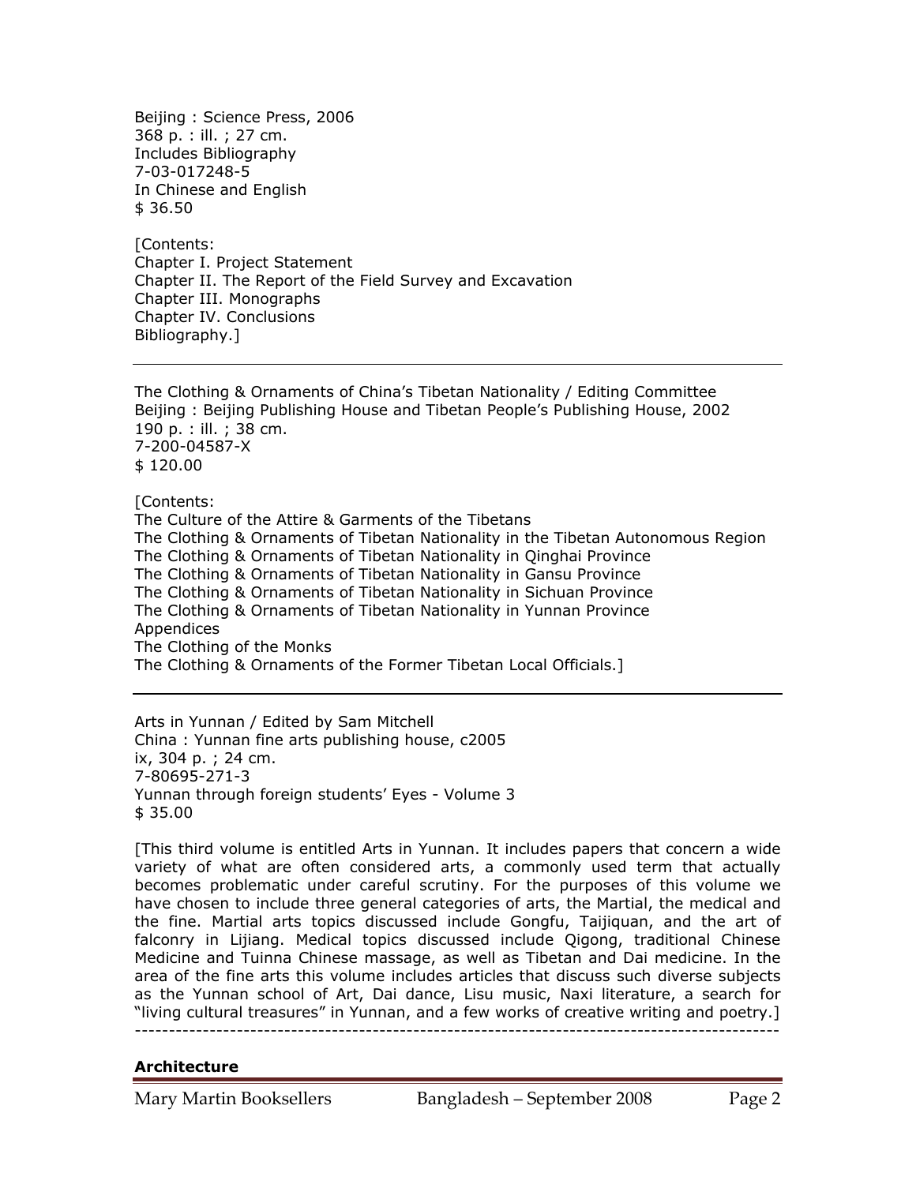Beijing : Science Press, 2006
368 p. : ill. ; 27 cm.
Includes Bibliography
7-03-017248-5
In Chinese and English
$ 36.50

[Contents:
Chapter I. Project Statement
Chapter II. The Report of the Field Survey and Excavation
Chapter III. Monographs
Chapter IV. Conclusions
Bibliography.]

---

The Clothing & Ornaments of China's Tibetan Nationality / Editing Committee
Beijing : Beijing Publishing House and Tibetan People's Publishing House, 2002
190 p. : ill. ; 38 cm.
7-200-04587-X
$ 120.00

[Contents:
The Culture of the Attire & Garments of the Tibetans
The Clothing & Ornaments of Tibetan Nationality in the Tibetan Autonomous Region
The Clothing & Ornaments of Tibetan Nationality in Qinghai Province
The Clothing & Ornaments of Tibetan Nationality in Gansu Province
The Clothing & Ornaments of Tibetan Nationality in Sichuan Province
The Clothing & Ornaments of Tibetan Nationality in Yunnan Province
Appendices
The Clothing of the Monks
The Clothing & Ornaments of the Former Tibetan Local Officials.]

---

Arts in Yunnan / Edited by Sam Mitchell
China : Yunnan fine arts publishing house, c2005
ix, 304 p. ; 24 cm.
7-80695-271-3
Yunnan through foreign students' Eyes - Volume 3
$ 35.00

[This third volume is entitled Arts in Yunnan. It includes papers that concern a wide variety of what are often considered arts, a commonly used term that actually becomes problematic under careful scrutiny. For the purposes of this volume we have chosen to include three general categories of arts, the Martial, the medical and the fine. Martial arts topics discussed include Gongfu, Taijiquan, and the art of falconry in Lijiang. Medical topics discussed include Qigong, traditional Chinese Medicine and Tuinna Chinese massage, as well as Tibetan and Dai medicine. In the area of the fine arts this volume includes articles that discuss such diverse subjects as the Yunnan school of Art, Dai dance, Lisu music, Naxi literature, a search for "living cultural treasures" in Yunnan, and a few works of creative writing and poetry.]

---

**Architecture**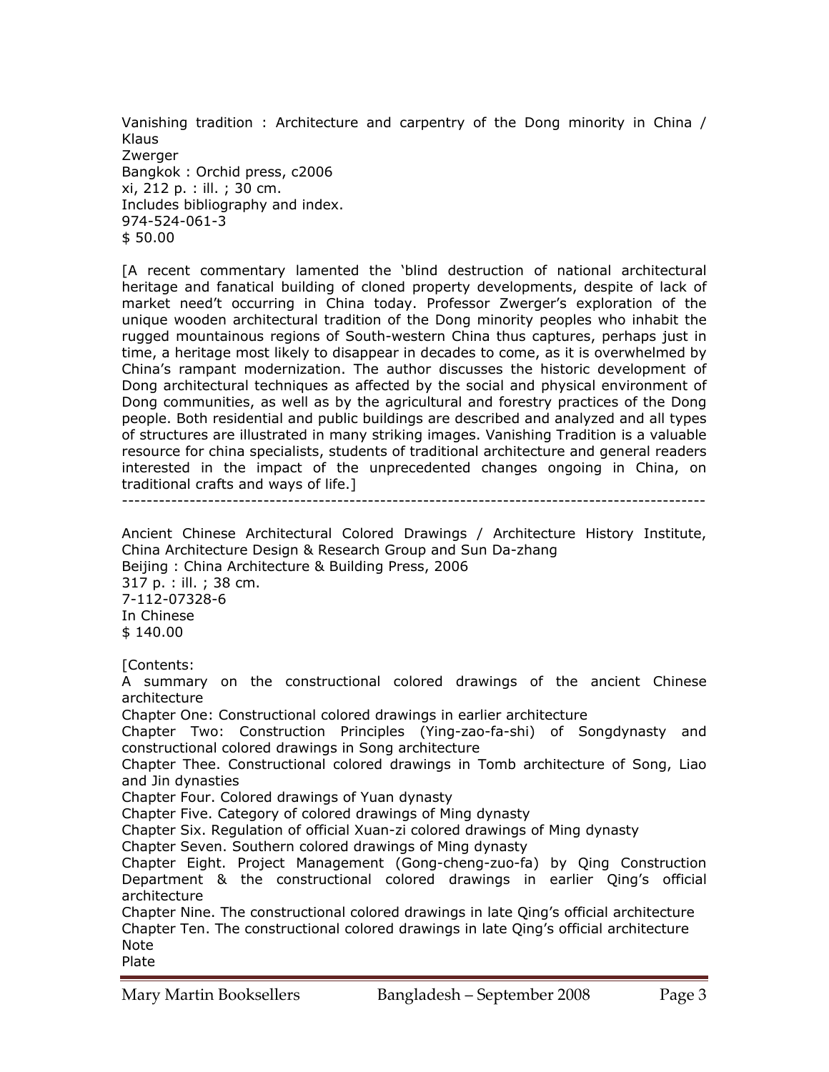Vanishing tradition : Architecture and carpentry of the Dong minority in China / Klaus
Zwerger
Bangkok : Orchid press, c2006
xi, 212 p. : ill. ; 30 cm.
Includes bibliography and index.
974-524-061-3
$ 50.00

[A recent commentary lamented the 'blind destruction of national architectural heritage and fanatical building of cloned property developments, despite of lack of market need't occurring in China today. Professor Zwerger's exploration of the unique wooden architectural tradition of the Dong minority peoples who inhabit the rugged mountainous regions of South-western China thus captures, perhaps just in time, a heritage most likely to disappear in decades to come, as it is overwhelmed by China's rampant modernization. The author discusses the historic development of Dong architectural techniques as affected by the social and physical environment of Dong communities, as well as by the agricultural and forestry practices of the Dong people. Both residential and public buildings are described and analyzed and all types of structures are illustrated in many striking images. Vanishing Tradition is a valuable resource for china specialists, students of traditional architecture and general readers interested in the impact of the unprecedented changes ongoing in China, on traditional crafts and ways of life.]

---

Ancient Chinese Architectural Colored Drawings / Architecture History Institute, China Architecture Design & Research Group and Sun Da-zhang
Beijing : China Architecture & Building Press, 2006
317 p. : ill. ; 38 cm.
7-112-07328-6
In Chinese
$ 140.00

[Contents:
A summary on the constructional colored drawings of the ancient Chinese architecture
Chapter One: Constructional colored drawings in earlier architecture
Chapter Two: Construction Principles (Ying-zao-fa-shi) of Songdynasty and constructional colored drawings in Song architecture
Chapter Thee. Constructional colored drawings in Tomb architecture of Song, Liao and Jin dynasties
Chapter Four. Colored drawings of Yuan dynasty
Chapter Five. Category of colored drawings of Ming dynasty
Chapter Six. Regulation of official Xuan-zi colored drawings of Ming dynasty
Chapter Seven. Southern colored drawings of Ming dynasty
Chapter Eight. Project Management (Gong-cheng-zuo-fa) by Qing Construction Department & the constructional colored drawings in earlier Qing's official architecture
Chapter Nine. The constructional colored drawings in late Qing's official architecture
Chapter Ten. The constructional colored drawings in late Qing's official architecture
Note
Plate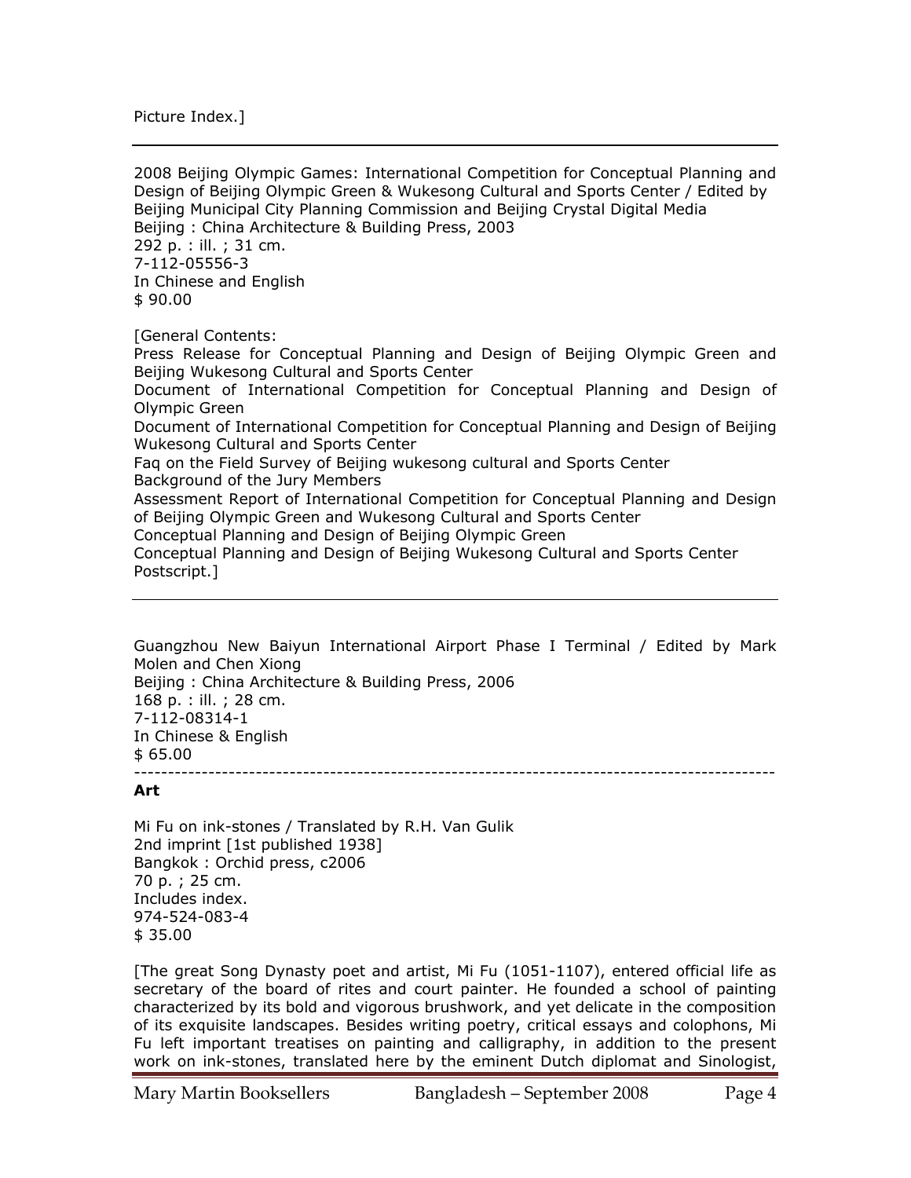Picture Index.]

---

2008 Beijing Olympic Games: International Competition for Conceptual Planning and Design of Beijing Olympic Green & Wukesong Cultural and Sports Center / Edited by Beijing Municipal City Planning Commission and Beijing Crystal Digital Media
Beijing : China Architecture & Building Press, 2003
292 p. : ill. ; 31 cm.
7-112-05556-3
In Chinese and English
$ 90.00

[General Contents:
Press Release for Conceptual Planning and Design of Beijing Olympic Green and Beijing Wukesong Cultural and Sports Center
Document of International Competition for Conceptual Planning and Design of Olympic Green
Document of International Competition for Conceptual Planning and Design of Beijing Wukesong Cultural and Sports Center
Faq on the Field Survey of Beijing wukesong cultural and Sports Center
Background of the Jury Members
Assessment Report of International Competition for Conceptual Planning and Design of Beijing Olympic Green and Wukesong Cultural and Sports Center
Conceptual Planning and Design of Beijing Olympic Green
Conceptual Planning and Design of Beijing Wukesong Cultural and Sports Center
Postscript.]

---

Guangzhou New Baiyun International Airport Phase I Terminal / Edited by Mark Molen and Chen Xiong
Beijing : China Architecture & Building Press, 2006
168 p. : ill. ; 28 cm.
7-112-08314-1
In Chinese & English
$ 65.00

---

**Art**

Mi Fu on ink-stones / Translated by R.H. Van Gulik
2nd imprint [1st published 1938]
Bangkok : Orchid press, c2006
70 p. ; 25 cm.
Includes index.
974-524-083-4
$ 35.00

[The great Song Dynasty poet and artist, Mi Fu (1051-1107), entered official life as secretary of the board of rites and court painter. He founded a school of painting characterized by its bold and vigorous brushwork, and yet delicate in the composition of its exquisite landscapes. Besides writing poetry, critical essays and colophons, Mi Fu left important treatises on painting and calligraphy, in addition to the present work on ink-stones, translated here by the eminent Dutch diplomat and Sinologist,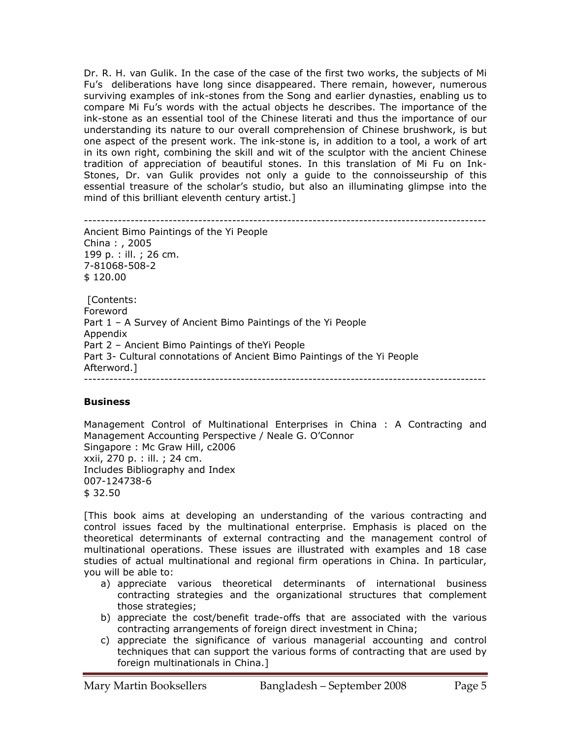Dr. R. H. van Gulik. In the case of the case of the first two works, the subjects of Mi Fu's deliberations have long since disappeared. There remain, however, numerous surviving examples of ink-stones from the Song and earlier dynasties, enabling us to compare Mi Fu's words with the actual objects he describes. The importance of the ink-stone as an essential tool of the Chinese literati and thus the importance of our understanding its nature to our overall comprehension of Chinese brushwork, is but one aspect of the present work. The ink-stone is, in addition to a tool, a work of art in its own right, combining the skill and wit of the sculptor with the ancient Chinese tradition of appreciation of beautiful stones. In this translation of Mi Fu on Ink-Stones, Dr. van Gulik provides not only a guide to the connoisseurship of this essential treasure of the scholar's studio, but also an illuminating glimpse into the mind of this brilliant eleventh century artist.]

---

Ancient Bimo Paintings of the Yi People
China : , 2005
199 p. : ill. ; 26 cm.
7-81068-508-2
$ 120.00

[Contents:
Foreword
Part 1 – A Survey of Ancient Bimo Paintings of the Yi People
Appendix
Part 2 – Ancient Bimo Paintings of theYi People
Part 3- Cultural connotations of Ancient Bimo Paintings of the Yi People
Afterword.]

---

**Business**

Management Control of Multinational Enterprises in China : A Contracting and Management Accounting Perspective / Neale G. O'Connor
Singapore : Mc Graw Hill, c2006
xxii, 270 p. : ill. ; 24 cm.
Includes Bibliography and Index
007-124738-6
$ 32.50

[This book aims at developing an understanding of the various contracting and control issues faced by the multinational enterprise. Emphasis is placed on the theoretical determinants of external contracting and the management control of multinational operations. These issues are illustrated with examples and 18 case studies of actual multinational and regional firm operations in China. In particular, you will be able to:

a) appreciate various theoretical determinants of international business contracting strategies and the organizational structures that complement those strategies;
b) appreciate the cost/benefit trade-offs that are associated with the various contracting arrangements of foreign direct investment in China;
c) appreciate the significance of various managerial accounting and control techniques that can support the various forms of contracting that are used by foreign multinationals in China.]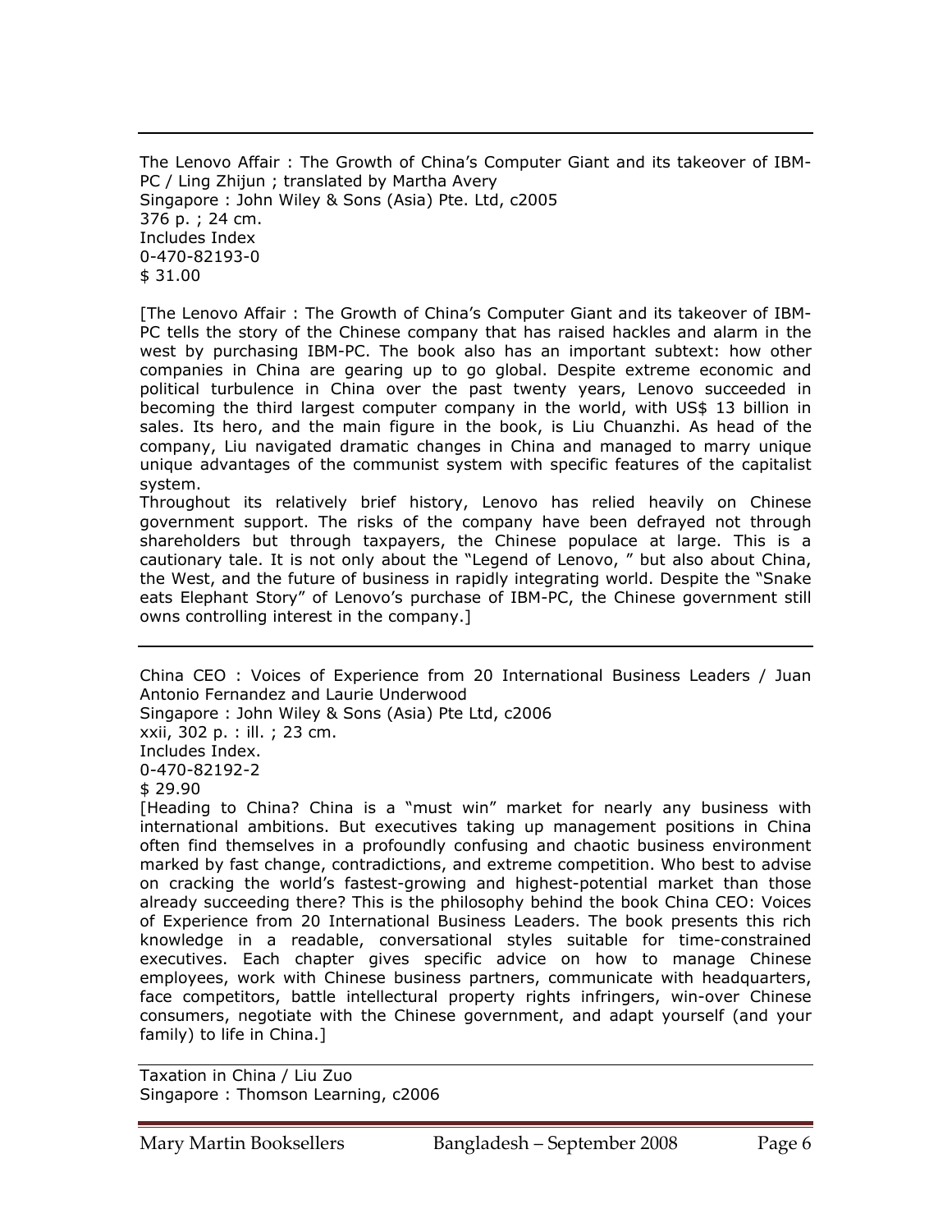---

The Lenovo Affair : The Growth of China's Computer Giant and its takeover of IBM-PC / Ling Zhijun ; translated by Martha Avery
Singapore : John Wiley & Sons (Asia) Pte. Ltd, c2005
376 p. ; 24 cm.
Includes Index
0-470-82193-0
$ 31.00

[The Lenovo Affair : The Growth of China's Computer Giant and its takeover of IBM-PC tells the story of the Chinese company that has raised hackles and alarm in the west by purchasing IBM-PC. The book also has an important subtext: how other companies in China are gearing up to go global. Despite extreme economic and political turbulence in China over the past twenty years, Lenovo succeeded in becoming the third largest computer company in the world, with US$ 13 billion in sales. Its hero, and the main figure in the book, is Liu Chuanzhi. As head of the company, Liu navigated dramatic changes in China and managed to marry unique unique advantages of the communist system with specific features of the capitalist system.
Throughout its relatively brief history, Lenovo has relied heavily on Chinese government support. The risks of the company have been defrayed not through shareholders but through taxpayers, the Chinese populace at large. This is a cautionary tale. It is not only about the "Legend of Lenovo, " but also about China, the West, and the future of business in rapidly integrating world. Despite the "Snake eats Elephant Story" of Lenovo's purchase of IBM-PC, the Chinese government still owns controlling interest in the company.]

---

China CEO : Voices of Experience from 20 International Business Leaders / Juan Antonio Fernandez and Laurie Underwood
Singapore : John Wiley & Sons (Asia) Pte Ltd, c2006
xxii, 302 p. : ill. ; 23 cm.
Includes Index.
0-470-82192-2
$ 29.90
[Heading to China? China is a "must win" market for nearly any business with international ambitions. But executives taking up management positions in China often find themselves in a profoundly confusing and chaotic business environment marked by fast change, contradictions, and extreme competition. Who best to advise on cracking the world's fastest-growing and highest-potential market than those already succeeding there? This is the philosophy behind the book China CEO: Voices of Experience from 20 International Business Leaders. The book presents this rich knowledge in a readable, conversational styles suitable for time-constrained executives. Each chapter gives specific advice on how to manage Chinese employees, work with Chinese business partners, communicate with headquarters, face competitors, battle intellectural property rights infringers, win-over Chinese consumers, negotiate with the Chinese government, and adapt yourself (and your family) to life in China.]

---

Taxation in China / Liu Zuo
Singapore : Thomson Learning, c2006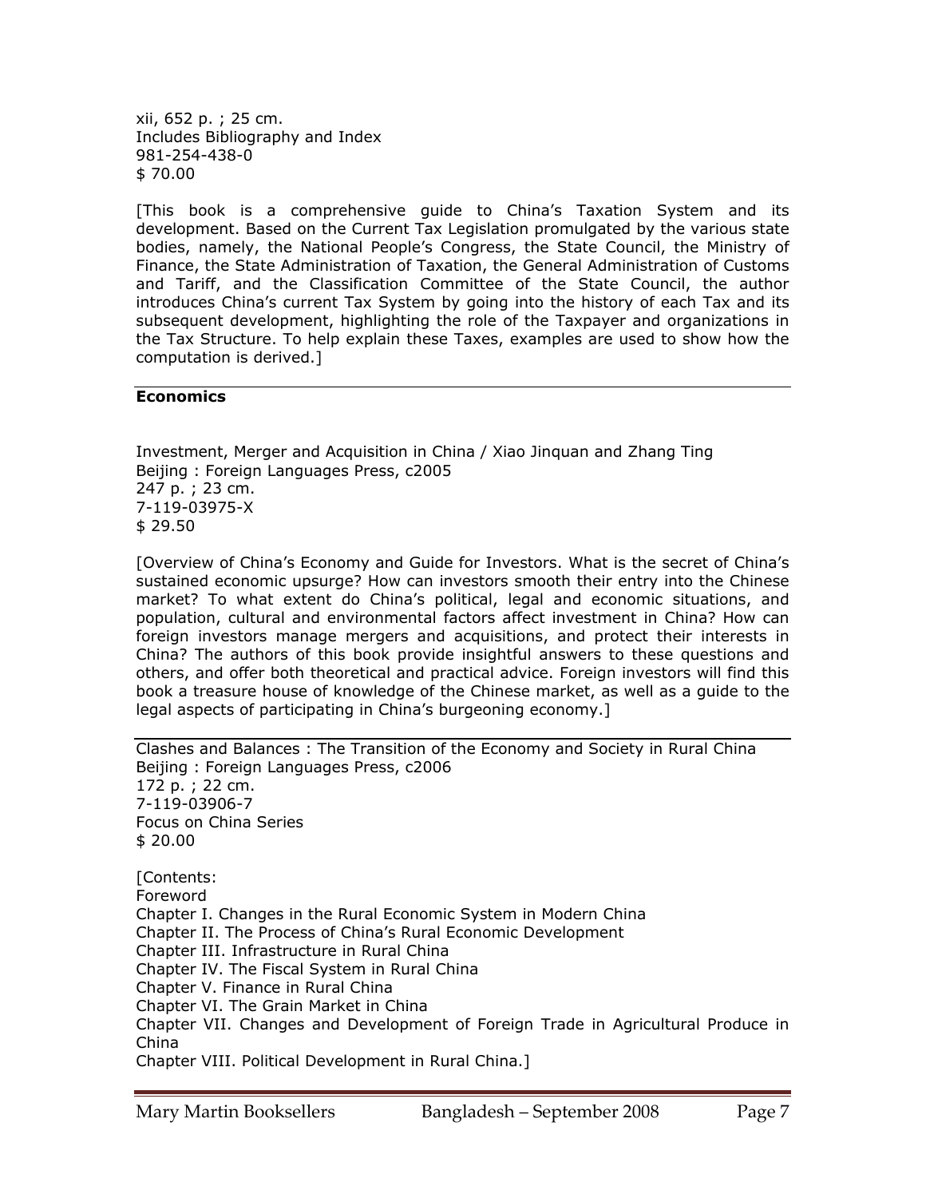xii, 652 p. ; 25 cm.
Includes Bibliography and Index
981-254-438-0
$ 70.00

[This book is a comprehensive guide to China's Taxation System and its development. Based on the Current Tax Legislation promulgated by the various state bodies, namely, the National People's Congress, the State Council, the Ministry of Finance, the State Administration of Taxation, the General Administration of Customs and Tariff, and the Classification Committee of the State Council, the author introduces China's current Tax System by going into the history of each Tax and its subsequent development, highlighting the role of the Taxpayer and organizations in the Tax Structure. To help explain these Taxes, examples are used to show how the computation is derived.]

---

## Economics

Investment, Merger and Acquisition in China / Xiao Jinquan and Zhang Ting
Beijing : Foreign Languages Press, c2005
247 p. ; 23 cm.
7-119-03975-X
$ 29.50

[Overview of China's Economy and Guide for Investors. What is the secret of China's sustained economic upsurge? How can investors smooth their entry into the Chinese market? To what extent do China's political, legal and economic situations, and population, cultural and environmental factors affect investment in China? How can foreign investors manage mergers and acquisitions, and protect their interests in China? The authors of this book provide insightful answers to these questions and others, and offer both theoretical and practical advice. Foreign investors will find this book a treasure house of knowledge of the Chinese market, as well as a guide to the legal aspects of participating in China's burgeoning economy.]

---

Clashes and Balances : The Transition of the Economy and Society in Rural China
Beijing : Foreign Languages Press, c2006
172 p. ; 22 cm.
7-119-03906-7
Focus on China Series
$ 20.00

[Contents:
Foreword
Chapter I. Changes in the Rural Economic System in Modern China
Chapter II. The Process of China's Rural Economic Development
Chapter III. Infrastructure in Rural China
Chapter IV. The Fiscal System in Rural China
Chapter V. Finance in Rural China
Chapter VI. The Grain Market in China
Chapter VII. Changes and Development of Foreign Trade in Agricultural Produce in China
Chapter VIII. Political Development in Rural China.]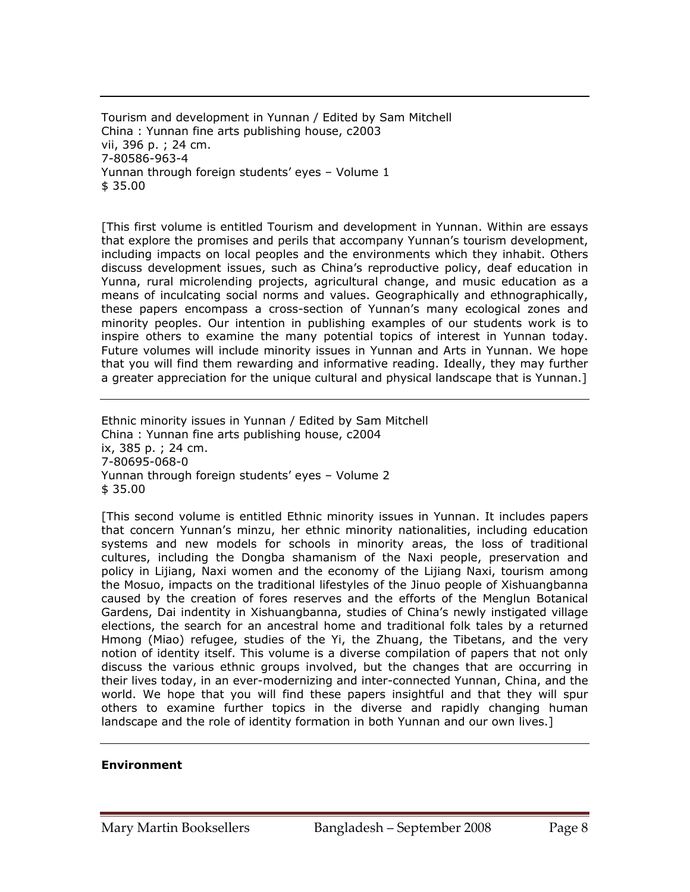---

Tourism and development in Yunnan / Edited by Sam Mitchell
China : Yunnan fine arts publishing house, c2003
vii, 396 p. ; 24 cm.
7-80586-963-4
Yunnan through foreign students' eyes – Volume 1
$ 35.00

[This first volume is entitled Tourism and development in Yunnan. Within are essays that explore the promises and perils that accompany Yunnan's tourism development, including impacts on local peoples and the environments which they inhabit. Others discuss development issues, such as China's reproductive policy, deaf education in Yunna, rural microlending projects, agricultural change, and music education as a means of inculcating social norms and values. Geographically and ethnographically, these papers encompass a cross-section of Yunnan's many ecological zones and minority peoples. Our intention in publishing examples of our students work is to inspire others to examine the many potential topics of interest in Yunnan today. Future volumes will include minority issues in Yunnan and Arts in Yunnan. We hope that you will find them rewarding and informative reading. Ideally, they may further a greater appreciation for the unique cultural and physical landscape that is Yunnan.]

---

Ethnic minority issues in Yunnan / Edited by Sam Mitchell
China : Yunnan fine arts publishing house, c2004
ix, 385 p. ; 24 cm.
7-80695-068-0
Yunnan through foreign students' eyes – Volume 2
$ 35.00

[This second volume is entitled Ethnic minority issues in Yunnan. It includes papers that concern Yunnan's minzu, her ethnic minority nationalities, including education systems and new models for schools in minority areas, the loss of traditional cultures, including the Dongba shamanism of the Naxi people, preservation and policy in Lijiang, Naxi women and the economy of the Lijiang Naxi, tourism among the Mosuo, impacts on the traditional lifestyles of the Jinuo people of Xishuangbanna caused by the creation of fores reserves and the efforts of the Menglun Botanical Gardens, Dai indentity in Xishuangbanna, studies of China's newly instigated village elections, the search for an ancestral home and traditional folk tales by a returned Hmong (Miao) refugee, studies of the Yi, the Zhuang, the Tibetans, and the very notion of identity itself. This volume is a diverse compilation of papers that not only discuss the various ethnic groups involved, but the changes that are occurring in their lives today, in an ever-modernizing and inter-connected Yunnan, China, and the world. We hope that you will find these papers insightful and that they will spur others to examine further topics in the diverse and rapidly changing human landscape and the role of identity formation in both Yunnan and our own lives.]

---

**Environment**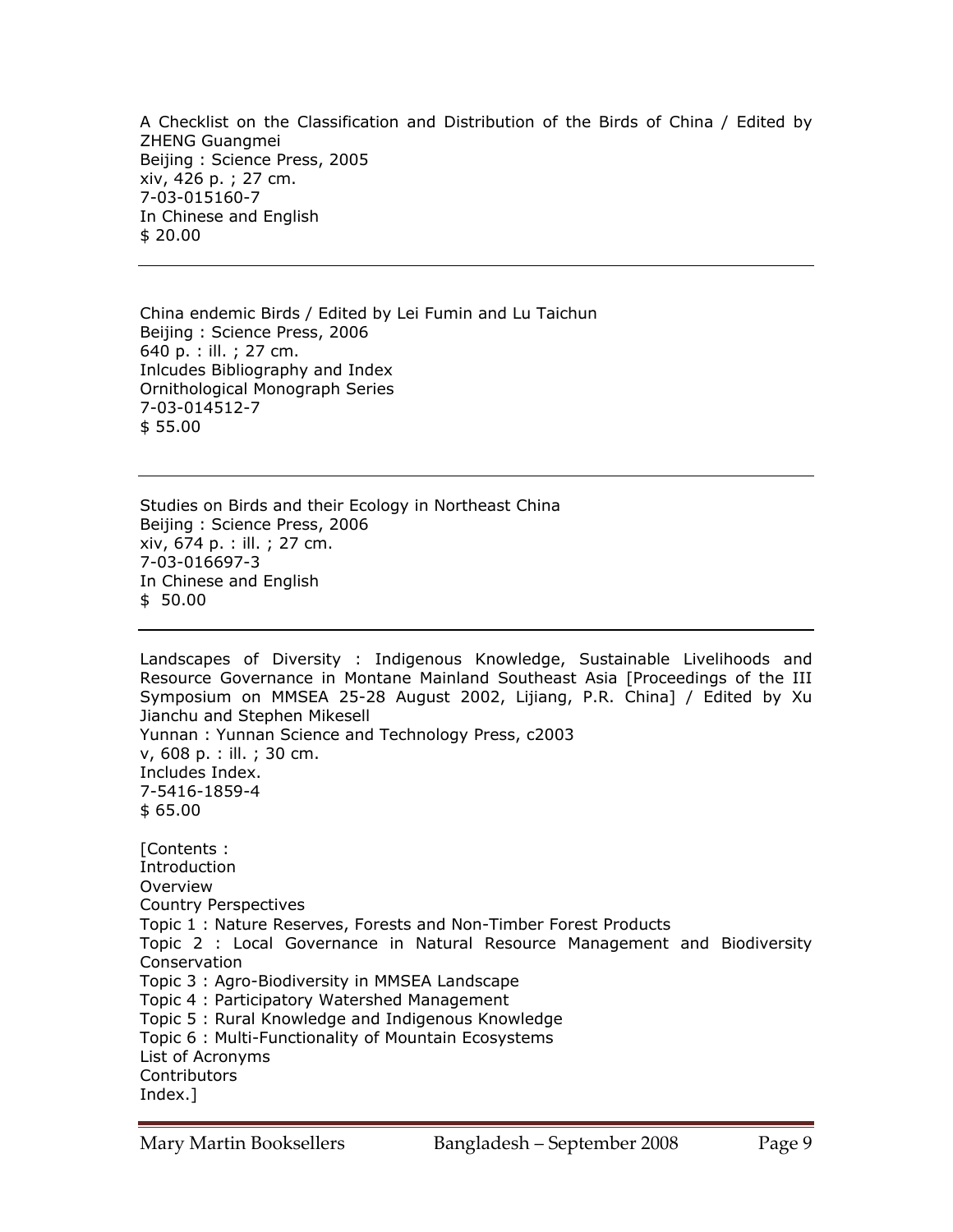A Checklist on the Classification and Distribution of the Birds of China / Edited by ZHENG Guangmei
Beijing : Science Press, 2005
xiv, 426 p. ; 27 cm.
7-03-015160-7
In Chinese and English
$ 20.00

---

China endemic Birds / Edited by Lei Fumin and Lu Taichun
Beijing : Science Press, 2006
640 p. : ill. ; 27 cm.
Inlcudes Bibliography and Index
Ornithological Monograph Series
7-03-014512-7
$ 55.00

---

Studies on Birds and their Ecology in Northeast China
Beijing : Science Press, 2006
xiv, 674 p. : ill. ; 27 cm.
7-03-016697-3
In Chinese and English
$ 50.00

---

Landscapes of Diversity : Indigenous Knowledge, Sustainable Livelihoods and Resource Governance in Montane Mainland Southeast Asia [Proceedings of the III Symposium on MMSEA 25-28 August 2002, Lijiang, P.R. China] / Edited by Xu Jianchu and Stephen Mikesell
Yunnan : Yunnan Science and Technology Press, c2003
v, 608 p. : ill. ; 30 cm.
Includes Index.
7-5416-1859-4
$ 65.00

[Contents :
Introduction
Overview
Country Perspectives
Topic 1 : Nature Reserves, Forests and Non-Timber Forest Products
Topic 2 : Local Governance in Natural Resource Management and Biodiversity Conservation
Topic 3 : Agro-Biodiversity in MMSEA Landscape
Topic 4 : Participatory Watershed Management
Topic 5 : Rural Knowledge and Indigenous Knowledge
Topic 6 : Multi-Functionality of Mountain Ecosystems
List of Acronyms
Contributors
Index.]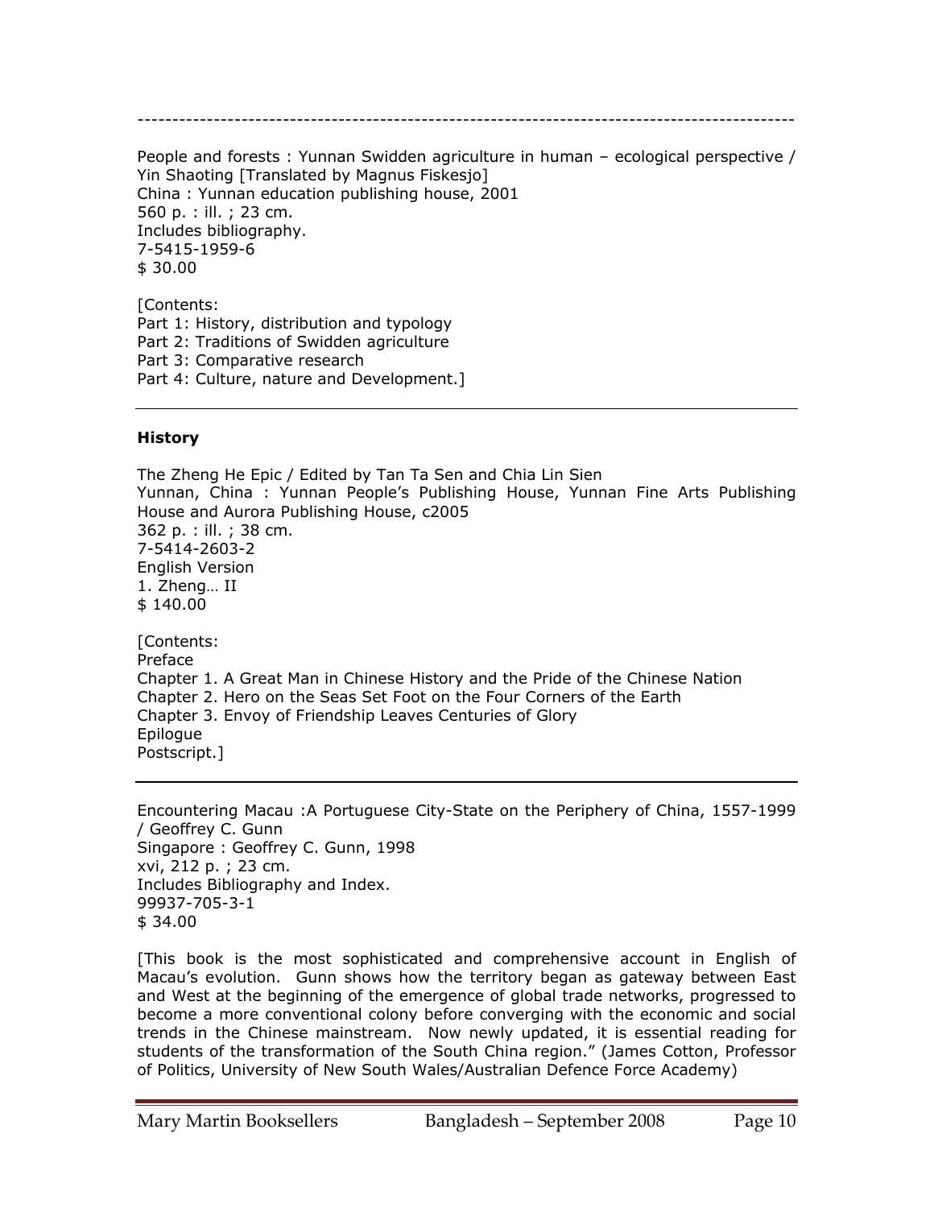---

People and forests : Yunnan Swidden agriculture in human – ecological perspective / Yin Shaoting [Translated by Magnus Fiskesjo]
China : Yunnan education publishing house, 2001
560 p. : ill. ; 23 cm.
Includes bibliography.
7-5415-1959-6
$ 30.00

[Contents:
Part 1: History, distribution and typology
Part 2: Traditions of Swidden agriculture
Part 3: Comparative research
Part 4: Culture, nature and Development.]

---

**History**

The Zheng He Epic / Edited by Tan Ta Sen and Chia Lin Sien
Yunnan, China : Yunnan People's Publishing House, Yunnan Fine Arts Publishing House and Aurora Publishing House, c2005
362 p. : ill. ; 38 cm.
7-5414-2603-2
English Version
1. Zheng… II
$ 140.00

[Contents:
Preface
Chapter 1. A Great Man in Chinese History and the Pride of the Chinese Nation
Chapter 2. Hero on the Seas Set Foot on the Four Corners of the Earth
Chapter 3. Envoy of Friendship Leaves Centuries of Glory
Epilogue
Postscript.]

---

Encountering Macau :A Portuguese City-State on the Periphery of China, 1557-1999 / Geoffrey C. Gunn
Singapore : Geoffrey C. Gunn, 1998
xvi, 212 p. ; 23 cm.
Includes Bibliography and Index.
99937-705-3-1
$ 34.00

[This book is the most sophisticated and comprehensive account in English of Macau's evolution. Gunn shows how the territory began as gateway between East and West at the beginning of the emergence of global trade networks, progressed to become a more conventional colony before converging with the economic and social trends in the Chinese mainstream. Now newly updated, it is essential reading for students of the transformation of the South China region." (James Cotton, Professor of Politics, University of New South Wales/Australian Defence Force Academy)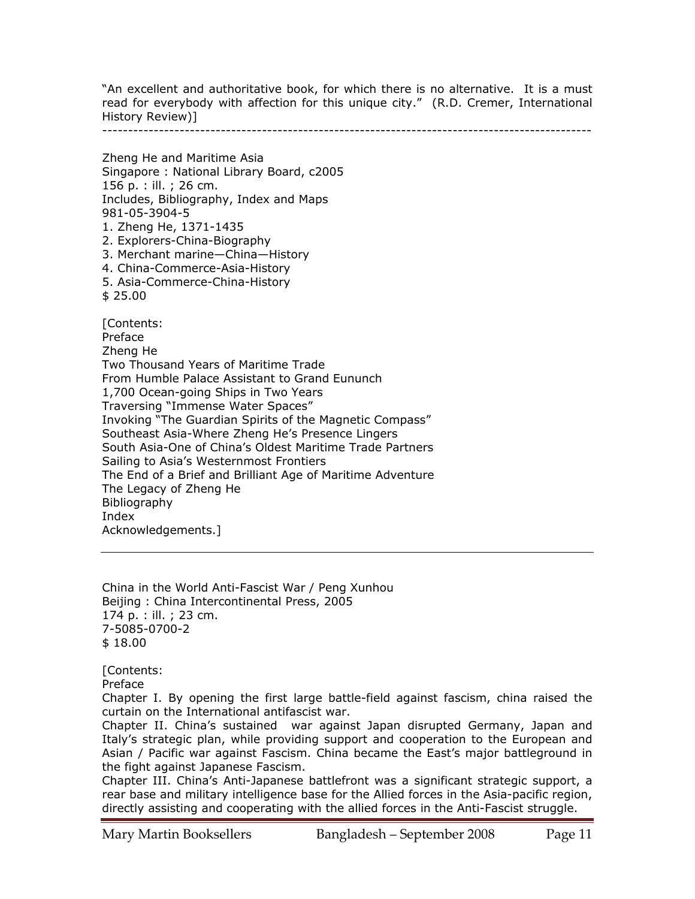"An excellent and authoritative book, for which there is no alternative. It is a must read for everybody with affection for this unique city." (R.D. Cremer, International History Review)]

---

Zheng He and Maritime Asia
Singapore : National Library Board, c2005
156 p. : ill. ; 26 cm.
Includes, Bibliography, Index and Maps
981-05-3904-5
1. Zheng He, 1371-1435
2. Explorers-China-Biography
3. Merchant marine—China—History
4. China-Commerce-Asia-History
5. Asia-Commerce-China-History
$ 25.00

[Contents:
Preface
Zheng He
Two Thousand Years of Maritime Trade
From Humble Palace Assistant to Grand Eununch
1,700 Ocean-going Ships in Two Years
Traversing "Immense Water Spaces"
Invoking "The Guardian Spirits of the Magnetic Compass"
Southeast Asia-Where Zheng He's Presence Lingers
South Asia-One of China's Oldest Maritime Trade Partners
Sailing to Asia's Westernmost Frontiers
The End of a Brief and Brilliant Age of Maritime Adventure
The Legacy of Zheng He
Bibliography
Index
Acknowledgements.]

---

China in the World Anti-Fascist War / Peng Xunhou
Beijing : China Intercontinental Press, 2005
174 p. : ill. ; 23 cm.
7-5085-0700-2
$ 18.00

[Contents:
Preface
Chapter I. By opening the first large battle-field against fascism, china raised the curtain on the International antifascist war.
Chapter II. China's sustained war against Japan disrupted Germany, Japan and Italy's strategic plan, while providing support and cooperation to the European and Asian / Pacific war against Fascism. China became the East's major battleground in the fight against Japanese Fascism.
Chapter III. China's Anti-Japanese battlefront was a significant strategic support, a rear base and military intelligence base for the Allied forces in the Asia-pacific region, directly assisting and cooperating with the allied forces in the Anti-Fascist struggle.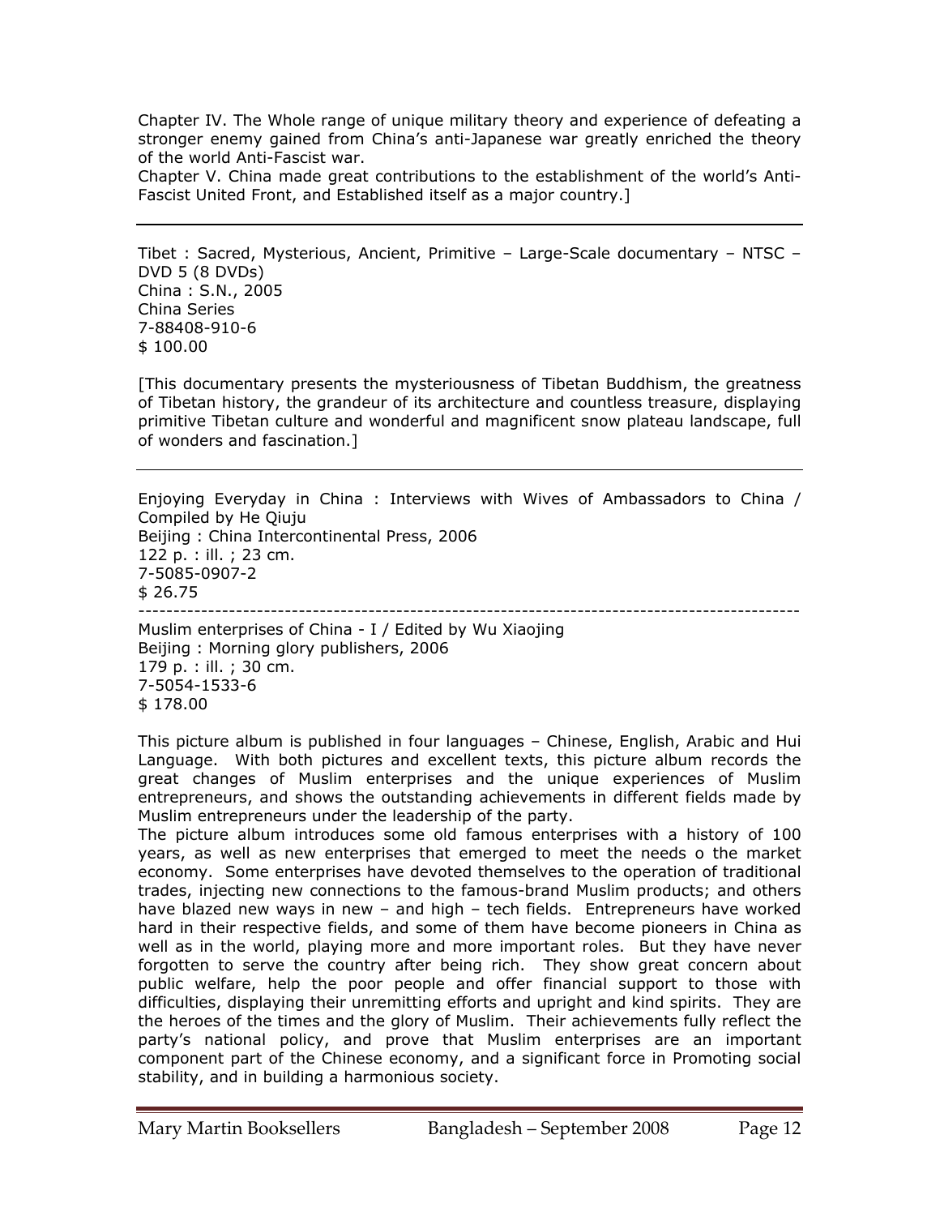Chapter IV. The Whole range of unique military theory and experience of defeating a stronger enemy gained from China's anti-Japanese war greatly enriched the theory of the world Anti-Fascist war.
Chapter V. China made great contributions to the establishment of the world's Anti-Fascist United Front, and Established itself as a major country.]

---

Tibet : Sacred, Mysterious, Ancient, Primitive – Large-Scale documentary – NTSC – DVD 5 (8 DVDs)
China : S.N., 2005
China Series
7-88408-910-6
$ 100.00

[This documentary presents the mysteriousness of Tibetan Buddhism, the greatness of Tibetan history, the grandeur of its architecture and countless treasure, displaying primitive Tibetan culture and wonderful and magnificent snow plateau landscape, full of wonders and fascination.]

---

Enjoying Everyday in China : Interviews with Wives of Ambassadors to China / Compiled by He Qiuju
Beijing : China Intercontinental Press, 2006
122 p. : ill. ; 23 cm.
7-5085-0907-2
$ 26.75

---

Muslim enterprises of China - I / Edited by Wu Xiaojing
Beijing : Morning glory publishers, 2006
179 p. : ill. ; 30 cm.
7-5054-1533-6
$ 178.00

This picture album is published in four languages – Chinese, English, Arabic and Hui Language. With both pictures and excellent texts, this picture album records the great changes of Muslim enterprises and the unique experiences of Muslim entrepreneurs, and shows the outstanding achievements in different fields made by Muslim entrepreneurs under the leadership of the party.
The picture album introduces some old famous enterprises with a history of 100 years, as well as new enterprises that emerged to meet the needs o the market economy. Some enterprises have devoted themselves to the operation of traditional trades, injecting new connections to the famous-brand Muslim products; and others have blazed new ways in new – and high – tech fields. Entrepreneurs have worked hard in their respective fields, and some of them have become pioneers in China as well as in the world, playing more and more important roles. But they have never forgotten to serve the country after being rich. They show great concern about public welfare, help the poor people and offer financial support to those with difficulties, displaying their unremitting efforts and upright and kind spirits. They are the heroes of the times and the glory of Muslim. Their achievements fully reflect the party's national policy, and prove that Muslim enterprises are an important component part of the Chinese economy, and a significant force in Promoting social stability, and in building a harmonious society.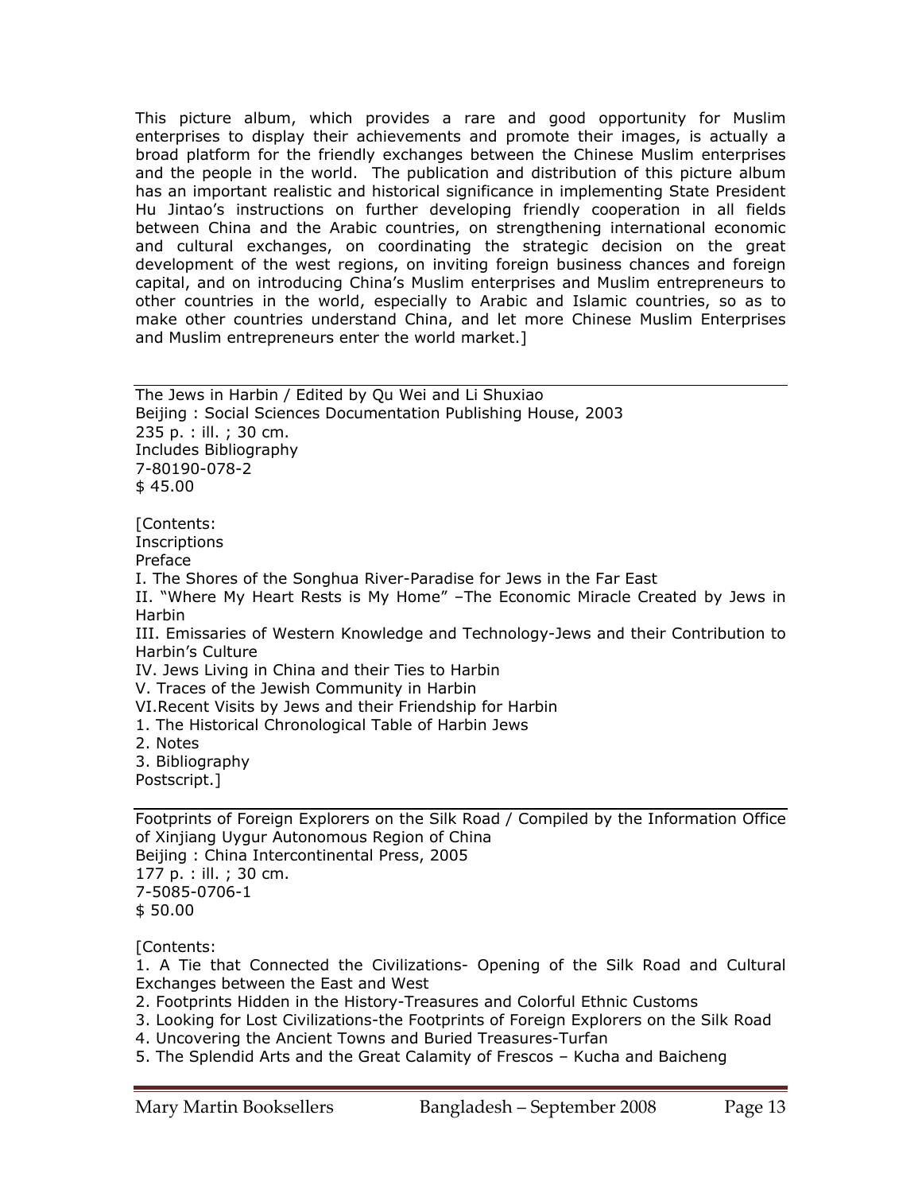This picture album, which provides a rare and good opportunity for Muslim enterprises to display their achievements and promote their images, is actually a broad platform for the friendly exchanges between the Chinese Muslim enterprises and the people in the world. The publication and distribution of this picture album has an important realistic and historical significance in implementing State President Hu Jintao's instructions on further developing friendly cooperation in all fields between China and the Arabic countries, on strengthening international economic and cultural exchanges, on coordinating the strategic decision on the great development of the west regions, on inviting foreign business chances and foreign capital, and on introducing China's Muslim enterprises and Muslim entrepreneurs to other countries in the world, especially to Arabic and Islamic countries, so as to make other countries understand China, and let more Chinese Muslim Enterprises and Muslim entrepreneurs enter the world market.]

---

The Jews in Harbin / Edited by Qu Wei and Li Shuxiao
Beijing : Social Sciences Documentation Publishing House, 2003
235 p. : ill. ; 30 cm.
Includes Bibliography
7-80190-078-2
$ 45.00

[Contents:
Inscriptions
Preface
I. The Shores of the Songhua River-Paradise for Jews in the Far East
II. "Where My Heart Rests is My Home" –The Economic Miracle Created by Jews in Harbin
III. Emissaries of Western Knowledge and Technology-Jews and their Contribution to Harbin's Culture
IV. Jews Living in China and their Ties to Harbin
V. Traces of the Jewish Community in Harbin
VI.Recent Visits by Jews and their Friendship for Harbin
1. The Historical Chronological Table of Harbin Jews
2. Notes
3. Bibliography
Postscript.]

---

Footprints of Foreign Explorers on the Silk Road / Compiled by the Information Office of Xinjiang Uygur Autonomous Region of China
Beijing : China Intercontinental Press, 2005
177 p. : ill. ; 30 cm.
7-5085-0706-1
$ 50.00

[Contents:
1. A Tie that Connected the Civilizations- Opening of the Silk Road and Cultural Exchanges between the East and West
2. Footprints Hidden in the History-Treasures and Colorful Ethnic Customs
3. Looking for Lost Civilizations-the Footprints of Foreign Explorers on the Silk Road
4. Uncovering the Ancient Towns and Buried Treasures-Turfan
5. The Splendid Arts and the Great Calamity of Frescos – Kucha and Baicheng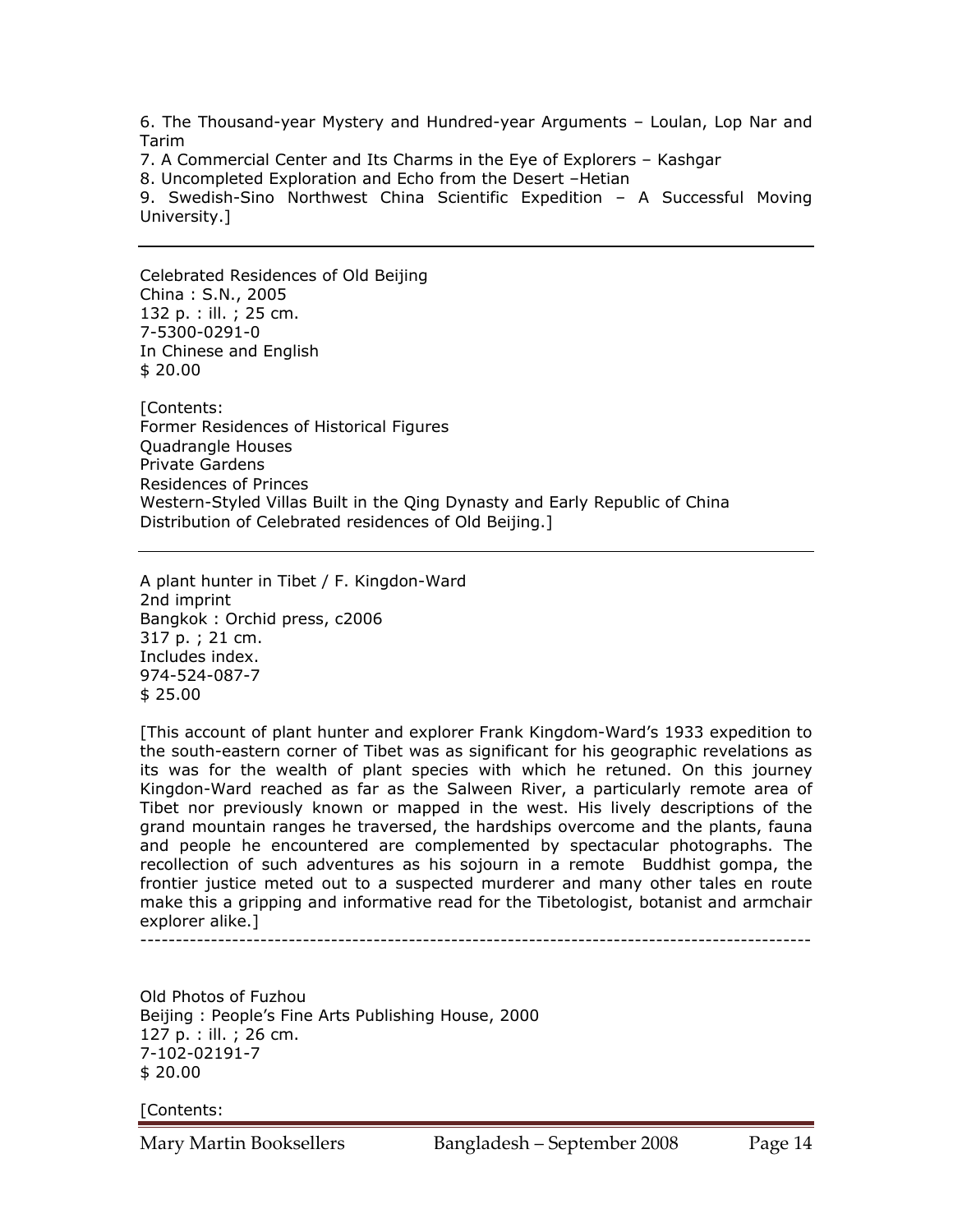6. The Thousand-year Mystery and Hundred-year Arguments – Loulan, Lop Nar and Tarim
7. A Commercial Center and Its Charms in the Eye of Explorers – Kashgar
8. Uncompleted Exploration and Echo from the Desert –Hetian
9. Swedish-Sino Northwest China Scientific Expedition – A Successful Moving University.]

---

Celebrated Residences of Old Beijing
China : S.N., 2005
132 p. : ill. ; 25 cm.
7-5300-0291-0
In Chinese and English
$ 20.00

[Contents:
Former Residences of Historical Figures
Quadrangle Houses
Private Gardens
Residences of Princes
Western-Styled Villas Built in the Qing Dynasty and Early Republic of China
Distribution of Celebrated residences of Old Beijing.]

---

A plant hunter in Tibet / F. Kingdon-Ward
2nd imprint
Bangkok : Orchid press, c2006
317 p. ; 21 cm.
Includes index.
974-524-087-7
$ 25.00

[This account of plant hunter and explorer Frank Kingdom-Ward's 1933 expedition to the south-eastern corner of Tibet was as significant for his geographic revelations as its was for the wealth of plant species with which he retuned. On this journey Kingdon-Ward reached as far as the Salween River, a particularly remote area of Tibet nor previously known or mapped in the west. His lively descriptions of the grand mountain ranges he traversed, the hardships overcome and the plants, fauna and people he encountered are complemented by spectacular photographs. The recollection of such adventures as his sojourn in a remote Buddhist gompa, the frontier justice meted out to a suspected murderer and many other tales en route make this a gripping and informative read for the Tibetologist, botanist and armchair explorer alike.]

---

Old Photos of Fuzhou
Beijing : People's Fine Arts Publishing House, 2000
127 p. : ill. ; 26 cm.
7-102-02191-7
$ 20.00

[Contents: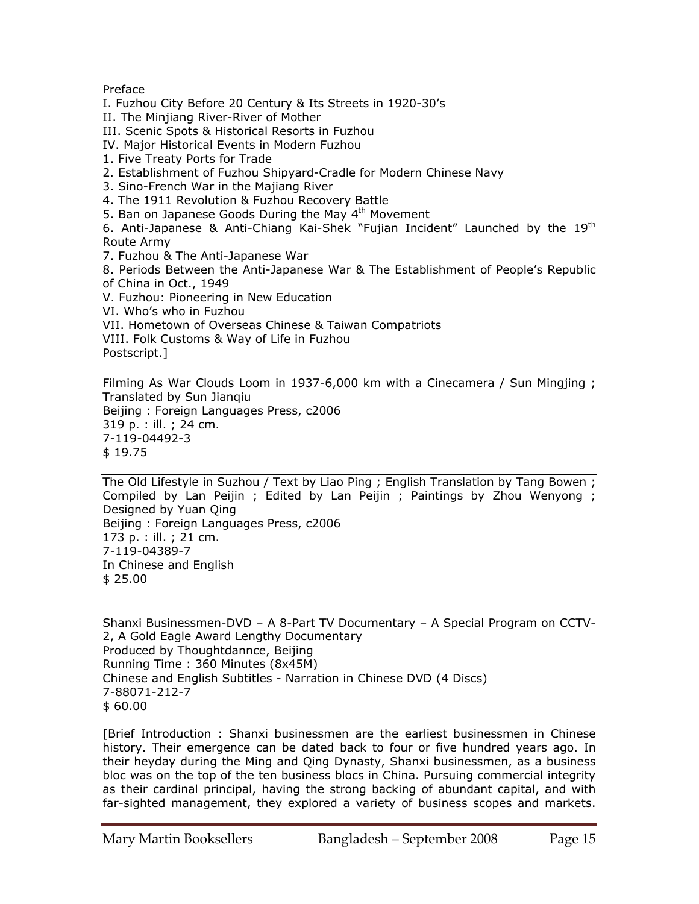Preface
I. Fuzhou City Before 20 Century & Its Streets in 1920-30's
II. The Minjiang River-River of Mother
III. Scenic Spots & Historical Resorts in Fuzhou
IV. Major Historical Events in Modern Fuzhou
1. Five Treaty Ports for Trade
2. Establishment of Fuzhou Shipyard-Cradle for Modern Chinese Navy
3. Sino-French War in the Majiang River
4. The 1911 Revolution & Fuzhou Recovery Battle
5. Ban on Japanese Goods During the May 4th Movement
6. Anti-Japanese & Anti-Chiang Kai-Shek "Fujian Incident" Launched by the 19th Route Army
7. Fuzhou & The Anti-Japanese War
8. Periods Between the Anti-Japanese War & The Establishment of People's Republic of China in Oct., 1949
V. Fuzhou: Pioneering in New Education
VI. Who's who in Fuzhou
VII. Hometown of Overseas Chinese & Taiwan Compatriots
VIII. Folk Customs & Way of Life in Fuzhou
Postscript.]

---

Filming As War Clouds Loom in 1937-6,000 km with a Cinecamera / Sun Mingjing ; Translated by Sun Jianqiu
Beijing : Foreign Languages Press, c2006
319 p. : ill. ; 24 cm.
7-119-04492-3
$ 19.75

---

The Old Lifestyle in Suzhou / Text by Liao Ping ; English Translation by Tang Bowen ; Compiled by Lan Peijin ; Edited by Lan Peijin ; Paintings by Zhou Wenyong ; Designed by Yuan Qing
Beijing : Foreign Languages Press, c2006
173 p. : ill. ; 21 cm.
7-119-04389-7
In Chinese and English
$ 25.00

---

Shanxi Businessmen-DVD – A 8-Part TV Documentary – A Special Program on CCTV-2, A Gold Eagle Award Lengthy Documentary
Produced by Thoughtdannce, Beijing
Running Time : 360 Minutes (8x45M)
Chinese and English Subtitles - Narration in Chinese DVD (4 Discs)
7-88071-212-7
$ 60.00

[Brief Introduction : Shanxi businessmen are the earliest businessmen in Chinese history. Their emergence can be dated back to four or five hundred years ago. In their heyday during the Ming and Qing Dynasty, Shanxi businessmen, as a business bloc was on the top of the ten business blocs in China. Pursuing commercial integrity as their cardinal principal, having the strong backing of abundant capital, and with far-sighted management, they explored a variety of business scopes and markets.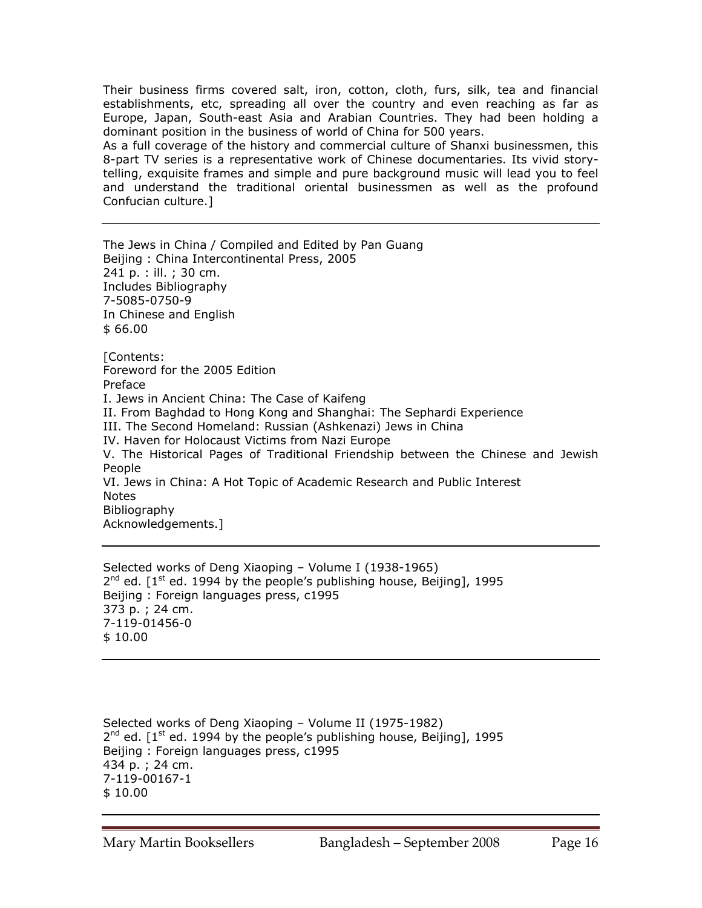Their business firms covered salt, iron, cotton, cloth, furs, silk, tea and financial establishments, etc, spreading all over the country and even reaching as far as Europe, Japan, South-east Asia and Arabian Countries. They had been holding a dominant position in the business of world of China for 500 years.
As a full coverage of the history and commercial culture of Shanxi businessmen, this 8-part TV series is a representative work of Chinese documentaries. Its vivid story-telling, exquisite frames and simple and pure background music will lead you to feel and understand the traditional oriental businessmen as well as the profound Confucian culture.]

---

The Jews in China / Compiled and Edited by Pan Guang
Beijing : China Intercontinental Press, 2005
241 p. : ill. ; 30 cm.
Includes Bibliography
7-5085-0750-9
In Chinese and English
$ 66.00

[Contents:
Foreword for the 2005 Edition
Preface
I. Jews in Ancient China: The Case of Kaifeng
II. From Baghdad to Hong Kong and Shanghai: The Sephardi Experience
III. The Second Homeland: Russian (Ashkenazi) Jews in China
IV. Haven for Holocaust Victims from Nazi Europe
V. The Historical Pages of Traditional Friendship between the Chinese and Jewish People
VI. Jews in China: A Hot Topic of Academic Research and Public Interest
Notes
Bibliography
Acknowledgements.]

---

Selected works of Deng Xiaoping – Volume I (1938-1965)
2nd ed. [1st ed. 1994 by the people's publishing house, Beijing], 1995
Beijing : Foreign languages press, c1995
373 p. ; 24 cm.
7-119-01456-0
$ 10.00

---

Selected works of Deng Xiaoping – Volume II (1975-1982)
2nd ed. [1st ed. 1994 by the people's publishing house, Beijing], 1995
Beijing : Foreign languages press, c1995
434 p. ; 24 cm.
7-119-00167-1
$ 10.00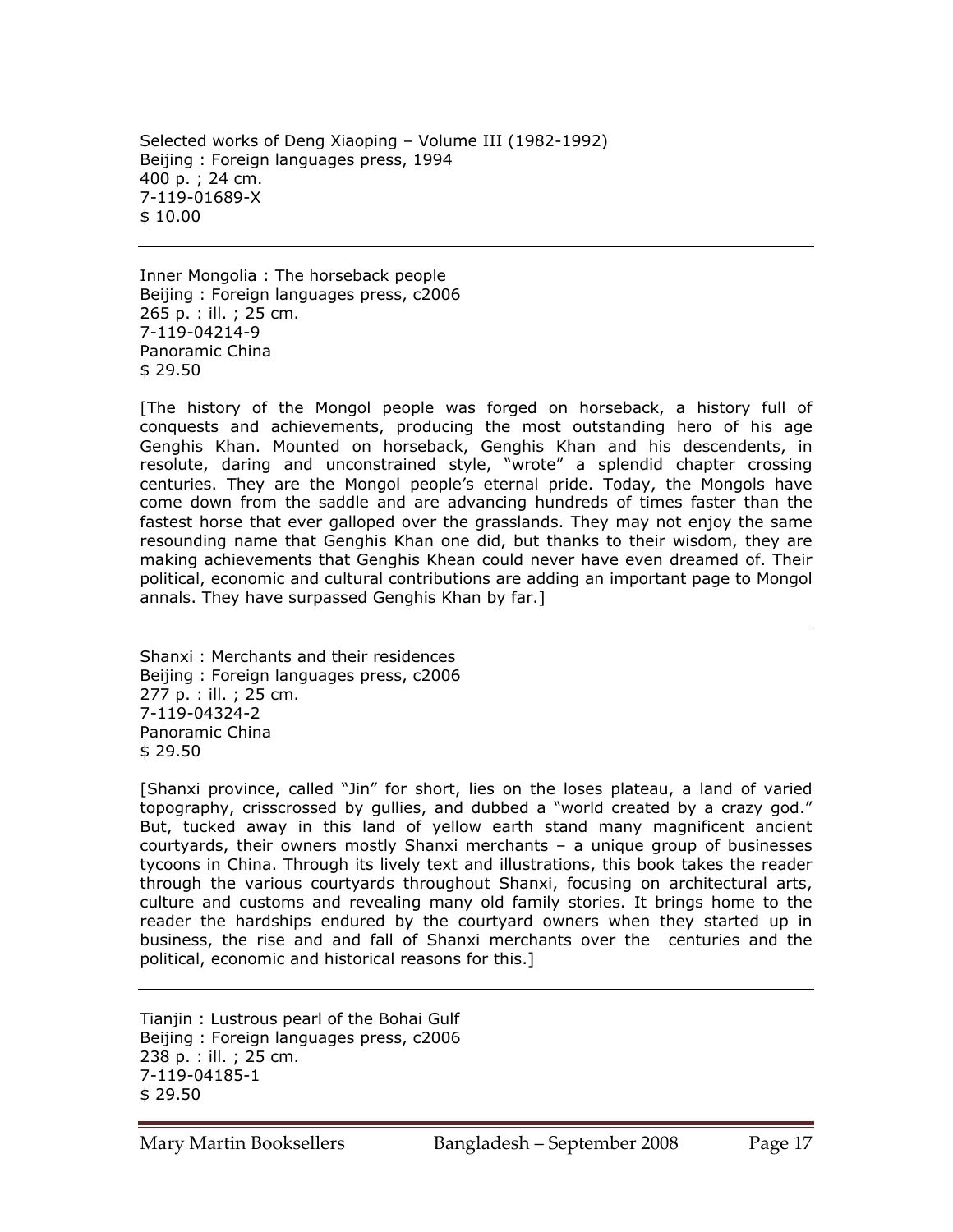Selected works of Deng Xiaoping – Volume III (1982-1992)
Beijing : Foreign languages press, 1994
400 p. ; 24 cm.
7-119-01689-X
$ 10.00

---

Inner Mongolia : The horseback people
Beijing : Foreign languages press, c2006
265 p. : ill. ; 25 cm.
7-119-04214-9
Panoramic China
$ 29.50

[The history of the Mongol people was forged on horseback, a history full of conquests and achievements, producing the most outstanding hero of his age Genghis Khan. Mounted on horseback, Genghis Khan and his descendents, in resolute, daring and unconstrained style, "wrote" a splendid chapter crossing centuries. They are the Mongol people's eternal pride. Today, the Mongols have come down from the saddle and are advancing hundreds of times faster than the fastest horse that ever galloped over the grasslands. They may not enjoy the same resounding name that Genghis Khan one did, but thanks to their wisdom, they are making achievements that Genghis Khean could never have even dreamed of. Their political, economic and cultural contributions are adding an important page to Mongol annals. They have surpassed Genghis Khan by far.]

---

Shanxi : Merchants and their residences
Beijing : Foreign languages press, c2006
277 p. : ill. ; 25 cm.
7-119-04324-2
Panoramic China
$ 29.50

[Shanxi province, called "Jin" for short, lies on the loses plateau, a land of varied topography, crisscrossed by gullies, and dubbed a "world created by a crazy god." But, tucked away in this land of yellow earth stand many magnificent ancient courtyards, their owners mostly Shanxi merchants – a unique group of businesses tycoons in China. Through its lively text and illustrations, this book takes the reader through the various courtyards throughout Shanxi, focusing on architectural arts, culture and customs and revealing many old family stories. It brings home to the reader the hardships endured by the courtyard owners when they started up in business, the rise and and fall of Shanxi merchants over the centuries and the political, economic and historical reasons for this.]

---

Tianjin : Lustrous pearl of the Bohai Gulf
Beijing : Foreign languages press, c2006
238 p. : ill. ; 25 cm.
7-119-04185-1
$ 29.50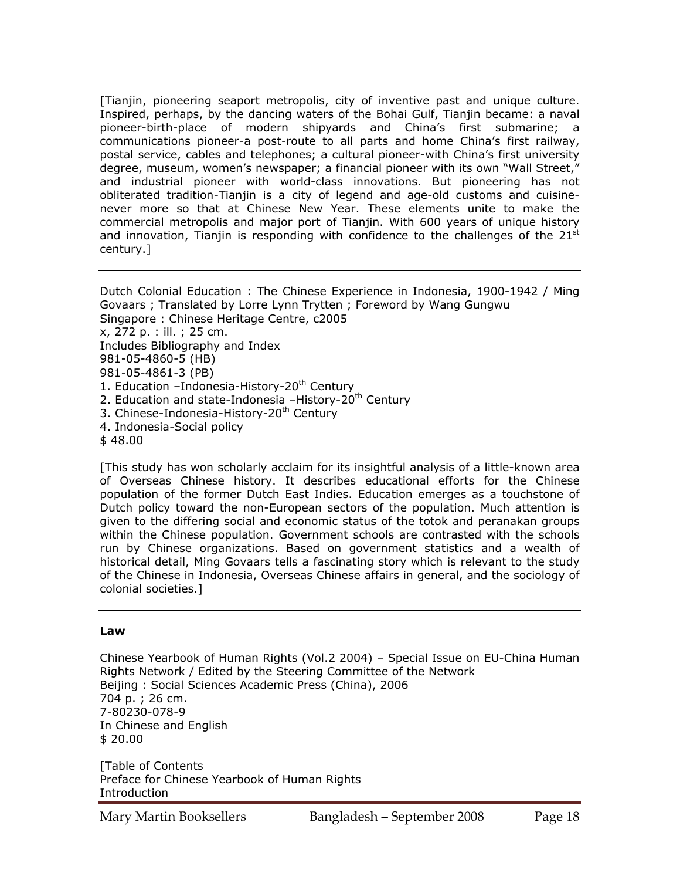[Tianjin, pioneering seaport metropolis, city of inventive past and unique culture. Inspired, perhaps, by the dancing waters of the Bohai Gulf, Tianjin became: a naval pioneer-birth-place of modern shipyards and China's first submarine; a communications pioneer-a post-route to all parts and home China's first railway, postal service, cables and telephones; a cultural pioneer-with China's first university degree, museum, women's newspaper; a financial pioneer with its own "Wall Street," and industrial pioneer with world-class innovations. But pioneering has not obliterated tradition-Tianjin is a city of legend and age-old customs and cuisine-never more so that at Chinese New Year. These elements unite to make the commercial metropolis and major port of Tianjin. With 600 years of unique history and innovation, Tianjin is responding with confidence to the challenges of the 21st century.]

---

Dutch Colonial Education : The Chinese Experience in Indonesia, 1900-1942 / Ming Govaars ; Translated by Lorre Lynn Trytten ; Foreword by Wang Gungwu
Singapore : Chinese Heritage Centre, c2005
x, 272 p. : ill. ; 25 cm.
Includes Bibliography and Index
981-05-4860-5 (HB)
981-05-4861-3 (PB)
1. Education –Indonesia-History-20th Century
2. Education and state-Indonesia –History-20th Century
3. Chinese-Indonesia-History-20th Century
4. Indonesia-Social policy
$ 48.00

[This study has won scholarly acclaim for its insightful analysis of a little-known area of Overseas Chinese history. It describes educational efforts for the Chinese population of the former Dutch East Indies. Education emerges as a touchstone of Dutch policy toward the non-European sectors of the population. Much attention is given to the differing social and economic status of the totok and peranakan groups within the Chinese population. Government schools are contrasted with the schools run by Chinese organizations. Based on government statistics and a wealth of historical detail, Ming Govaars tells a fascinating story which is relevant to the study of the Chinese in Indonesia, Overseas Chinese affairs in general, and the sociology of colonial societies.]

---

**Law**

Chinese Yearbook of Human Rights (Vol.2 2004) – Special Issue on EU-China Human Rights Network / Edited by the Steering Committee of the Network
Beijing : Social Sciences Academic Press (China), 2006
704 p. ; 26 cm.
7-80230-078-9
In Chinese and English
$ 20.00

[Table of Contents
Preface for Chinese Yearbook of Human Rights
Introduction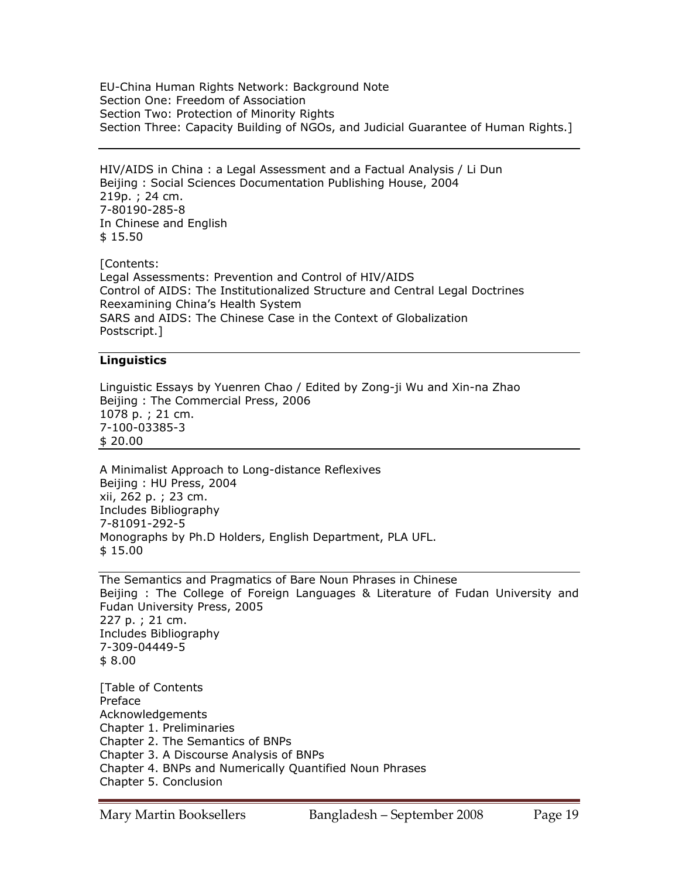EU-China Human Rights Network: Background Note
Section One: Freedom of Association
Section Two: Protection of Minority Rights
Section Three: Capacity Building of NGOs, and Judicial Guarantee of Human Rights.]

---

HIV/AIDS in China : a Legal Assessment and a Factual Analysis / Li Dun
Beijing : Social Sciences Documentation Publishing House, 2004
219p. ; 24 cm.
7-80190-285-8
In Chinese and English
$ 15.50

[Contents:
Legal Assessments: Prevention and Control of HIV/AIDS
Control of AIDS: The Institutionalized Structure and Central Legal Doctrines
Reexamining China's Health System
SARS and AIDS: The Chinese Case in the Context of Globalization
Postscript.]

---

**Linguistics**

Linguistic Essays by Yuenren Chao / Edited by Zong-ji Wu and Xin-na Zhao
Beijing : The Commercial Press, 2006
1078 p. ; 21 cm.
7-100-03385-3
$ 20.00

---

A Minimalist Approach to Long-distance Reflexives
Beijing : HU Press, 2004
xii, 262 p. ; 23 cm.
Includes Bibliography
7-81091-292-5
Monographs by Ph.D Holders, English Department, PLA UFL.
$ 15.00

---

The Semantics and Pragmatics of Bare Noun Phrases in Chinese
Beijing : The College of Foreign Languages & Literature of Fudan University and Fudan University Press, 2005
227 p. ; 21 cm.
Includes Bibliography
7-309-04449-5
$ 8.00

[Table of Contents
Preface
Acknowledgements
Chapter 1. Preliminaries
Chapter 2. The Semantics of BNPs
Chapter 3. A Discourse Analysis of BNPs
Chapter 4. BNPs and Numerically Quantified Noun Phrases
Chapter 5. Conclusion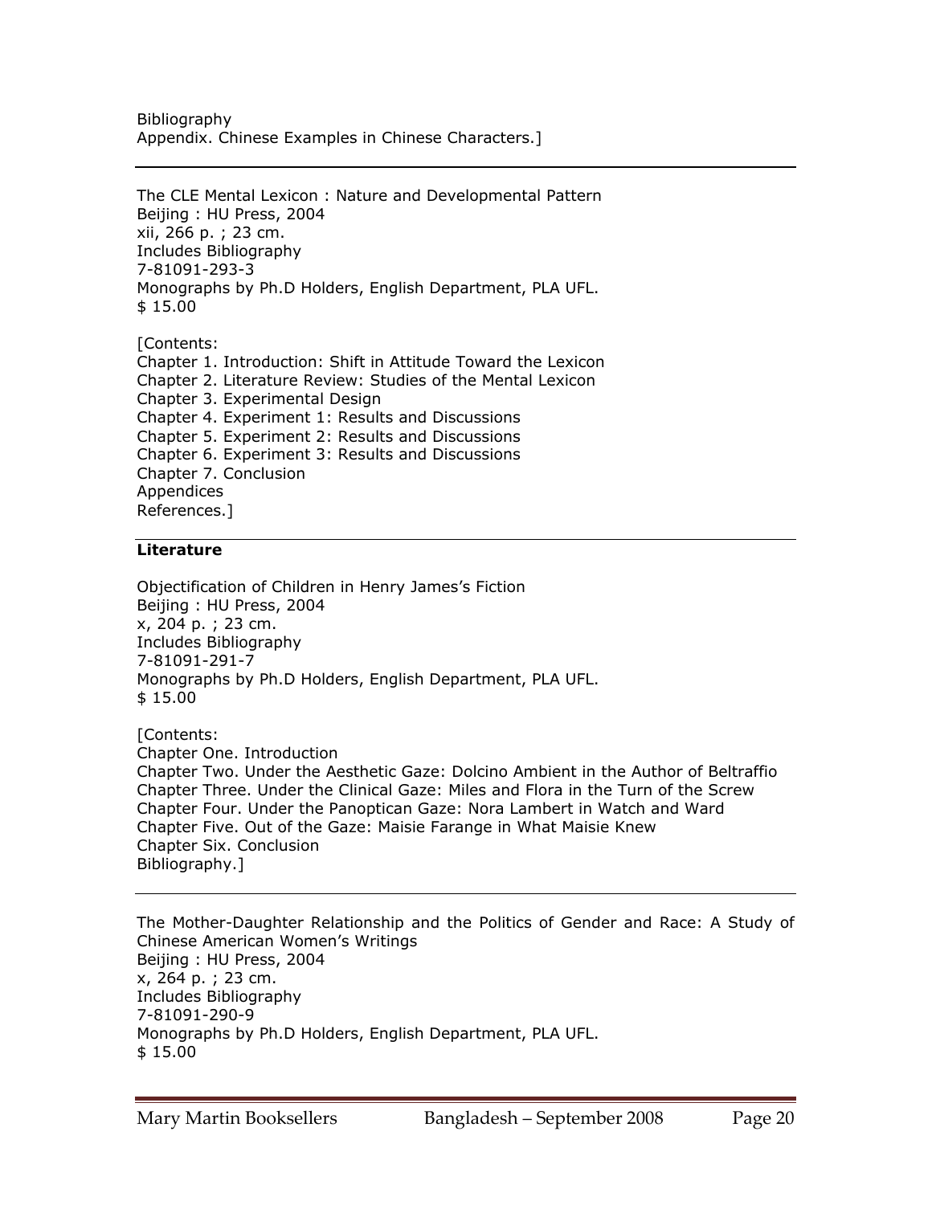Bibliography
Appendix. Chinese Examples in Chinese Characters.]

---

The CLE Mental Lexicon : Nature and Developmental Pattern
Beijing : HU Press, 2004
xii, 266 p. ; 23 cm.
Includes Bibliography
7-81091-293-3
Monographs by Ph.D Holders, English Department, PLA UFL.
$ 15.00

[Contents:
Chapter 1. Introduction: Shift in Attitude Toward the Lexicon
Chapter 2. Literature Review: Studies of the Mental Lexicon
Chapter 3. Experimental Design
Chapter 4. Experiment 1: Results and Discussions
Chapter 5. Experiment 2: Results and Discussions
Chapter 6. Experiment 3: Results and Discussions
Chapter 7. Conclusion
Appendices
References.]

---

**Literature**

Objectification of Children in Henry James's Fiction
Beijing : HU Press, 2004
x, 204 p. ; 23 cm.
Includes Bibliography
7-81091-291-7
Monographs by Ph.D Holders, English Department, PLA UFL.
$ 15.00

[Contents:
Chapter One. Introduction
Chapter Two. Under the Aesthetic Gaze: Dolcino Ambient in the Author of Beltraffio
Chapter Three. Under the Clinical Gaze: Miles and Flora in the Turn of the Screw
Chapter Four. Under the Panoptican Gaze: Nora Lambert in Watch and Ward
Chapter Five. Out of the Gaze: Maisie Farange in What Maisie Knew
Chapter Six. Conclusion
Bibliography.]

---

The Mother-Daughter Relationship and the Politics of Gender and Race: A Study of Chinese American Women's Writings
Beijing : HU Press, 2004
x, 264 p. ; 23 cm.
Includes Bibliography
7-81091-290-9
Monographs by Ph.D Holders, English Department, PLA UFL.
$ 15.00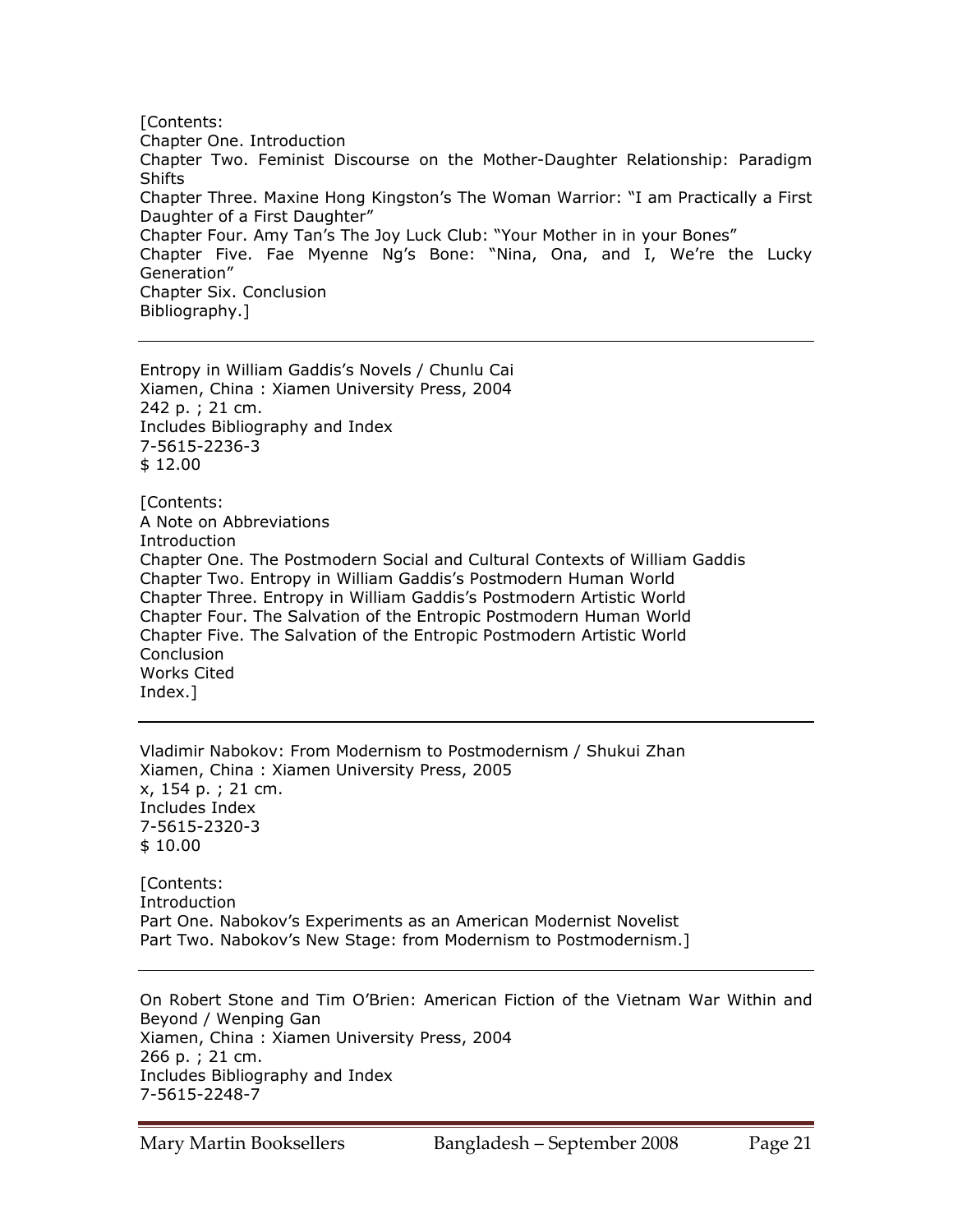[Contents:
Chapter One. Introduction
Chapter Two. Feminist Discourse on the Mother-Daughter Relationship: Paradigm Shifts
Chapter Three. Maxine Hong Kingston's The Woman Warrior: "I am Practically a First Daughter of a First Daughter"
Chapter Four. Amy Tan's The Joy Luck Club: "Your Mother in in your Bones"
Chapter Five. Fae Myenne Ng's Bone: "Nina, Ona, and I, We're the Lucky Generation"
Chapter Six. Conclusion
Bibliography.]

---

Entropy in William Gaddis's Novels / Chunlu Cai
Xiamen, China : Xiamen University Press, 2004
242 p. ; 21 cm.
Includes Bibliography and Index
7-5615-2236-3
$ 12.00

[Contents:
A Note on Abbreviations
Introduction
Chapter One. The Postmodern Social and Cultural Contexts of William Gaddis
Chapter Two. Entropy in William Gaddis's Postmodern Human World
Chapter Three. Entropy in William Gaddis's Postmodern Artistic World
Chapter Four. The Salvation of the Entropic Postmodern Human World
Chapter Five. The Salvation of the Entropic Postmodern Artistic World
Conclusion
Works Cited
Index.]

---

Vladimir Nabokov: From Modernism to Postmodernism / Shukui Zhan
Xiamen, China : Xiamen University Press, 2005
x, 154 p. ; 21 cm.
Includes Index
7-5615-2320-3
$ 10.00

[Contents:
Introduction
Part One. Nabokov's Experiments as an American Modernist Novelist
Part Two. Nabokov's New Stage: from Modernism to Postmodernism.]

---

On Robert Stone and Tim O'Brien: American Fiction of the Vietnam War Within and Beyond / Wenping Gan
Xiamen, China : Xiamen University Press, 2004
266 p. ; 21 cm.
Includes Bibliography and Index
7-5615-2248-7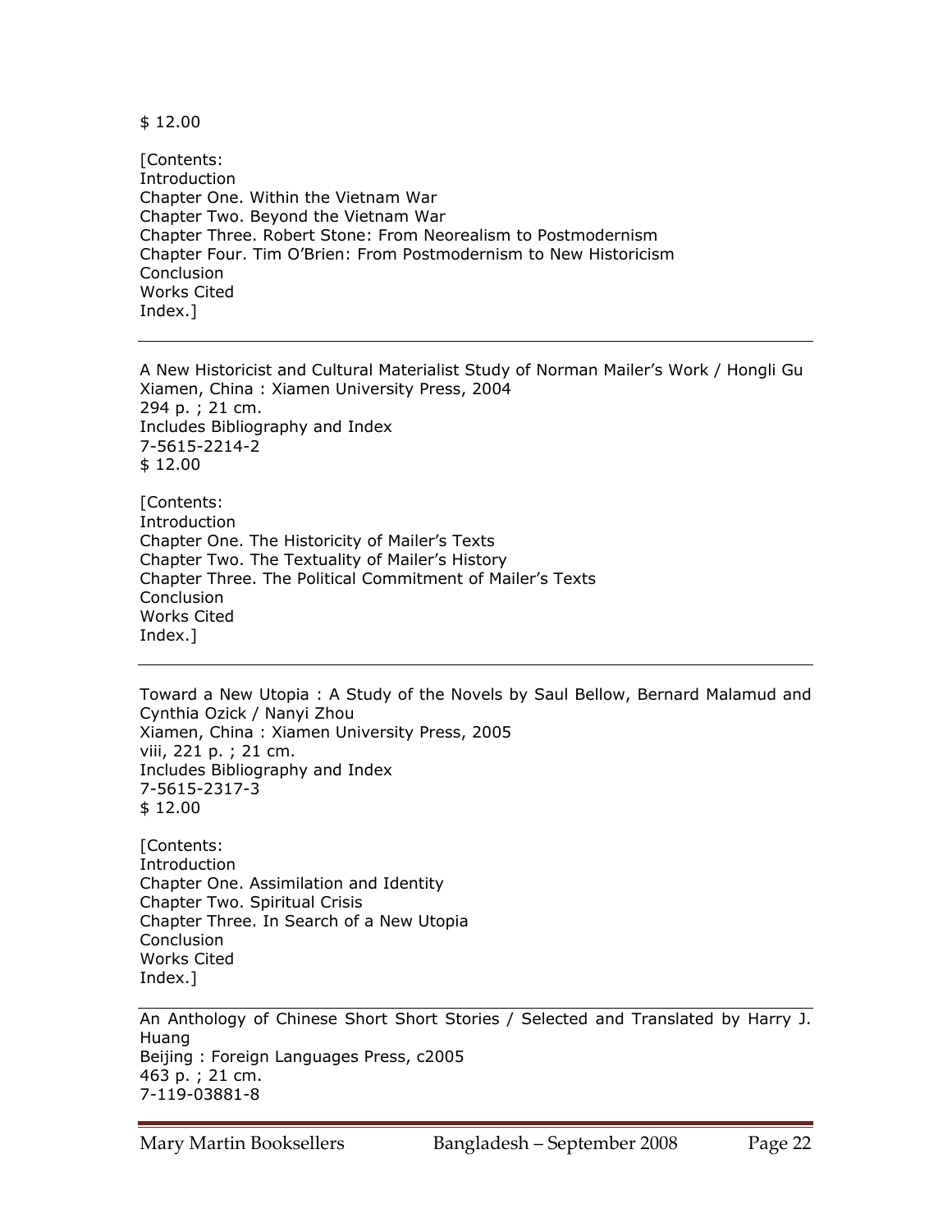$ 12.00

[Contents:
Introduction
Chapter One. Within the Vietnam War
Chapter Two. Beyond the Vietnam War
Chapter Three. Robert Stone: From Neorealism to Postmodernism
Chapter Four. Tim O'Brien: From Postmodernism to New Historicism
Conclusion
Works Cited
Index.]

---

A New Historicist and Cultural Materialist Study of Norman Mailer's Work / Hongli Gu
Xiamen, China : Xiamen University Press, 2004
294 p. ; 21 cm.
Includes Bibliography and Index
7-5615-2214-2
$ 12.00

[Contents:
Introduction
Chapter One. The Historicity of Mailer's Texts
Chapter Two. The Textuality of Mailer's History
Chapter Three. The Political Commitment of Mailer's Texts
Conclusion
Works Cited
Index.]

---

Toward a New Utopia : A Study of the Novels by Saul Bellow, Bernard Malamud and Cynthia Ozick / Nanyi Zhou
Xiamen, China : Xiamen University Press, 2005
viii, 221 p. ; 21 cm.
Includes Bibliography and Index
7-5615-2317-3
$ 12.00

[Contents:
Introduction
Chapter One. Assimilation and Identity
Chapter Two. Spiritual Crisis
Chapter Three. In Search of a New Utopia
Conclusion
Works Cited
Index.]

---

An Anthology of Chinese Short Short Stories / Selected and Translated by Harry J. Huang
Beijing : Foreign Languages Press, c2005
463 p. ; 21 cm.
7-119-03881-8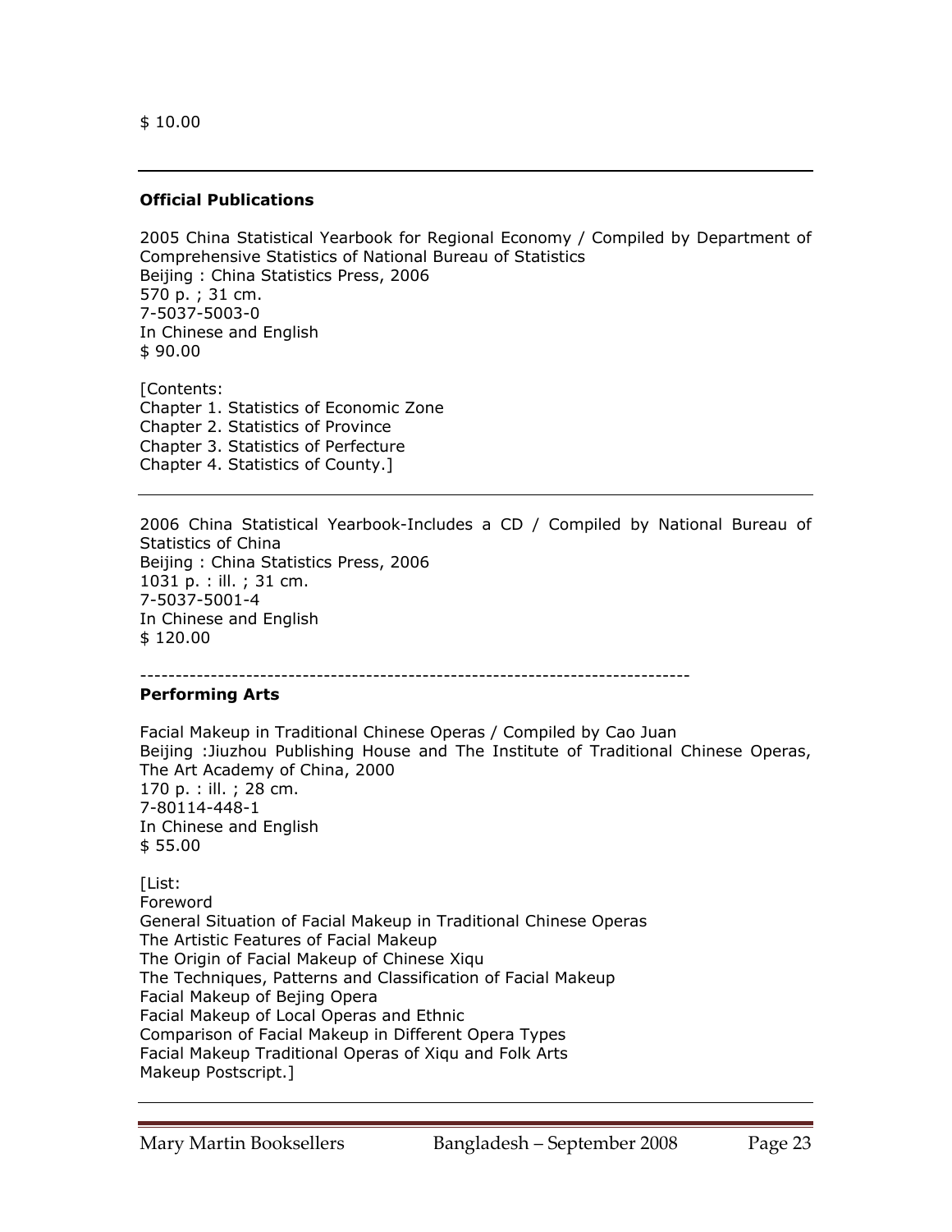$ 10.00

---

**Official Publications**

2005 China Statistical Yearbook for Regional Economy / Compiled by Department of Comprehensive Statistics of National Bureau of Statistics
Beijing : China Statistics Press, 2006
570 p. ; 31 cm.
7-5037-5003-0
In Chinese and English
$ 90.00

[Contents:
Chapter 1. Statistics of Economic Zone
Chapter 2. Statistics of Province
Chapter 3. Statistics of Perfecture
Chapter 4. Statistics of County.]

---

2006 China Statistical Yearbook-Includes a CD / Compiled by National Bureau of Statistics of China
Beijing : China Statistics Press, 2006
1031 p. : ill. ; 31 cm.
7-5037-5001-4
In Chinese and English
$ 120.00

---

**Performing Arts**

Facial Makeup in Traditional Chinese Operas / Compiled by Cao Juan
Beijing :Jiuzhou Publishing House and The Institute of Traditional Chinese Operas, The Art Academy of China, 2000
170 p. : ill. ; 28 cm.
7-80114-448-1
In Chinese and English
$ 55.00

[List:
Foreword
General Situation of Facial Makeup in Traditional Chinese Operas
The Artistic Features of Facial Makeup
The Origin of Facial Makeup of Chinese Xiqu
The Techniques, Patterns and Classification of Facial Makeup
Facial Makeup of Bejing Opera
Facial Makeup of Local Operas and Ethnic
Comparison of Facial Makeup in Different Opera Types
Facial Makeup Traditional Operas of Xiqu and Folk Arts
Makeup Postscript.]

---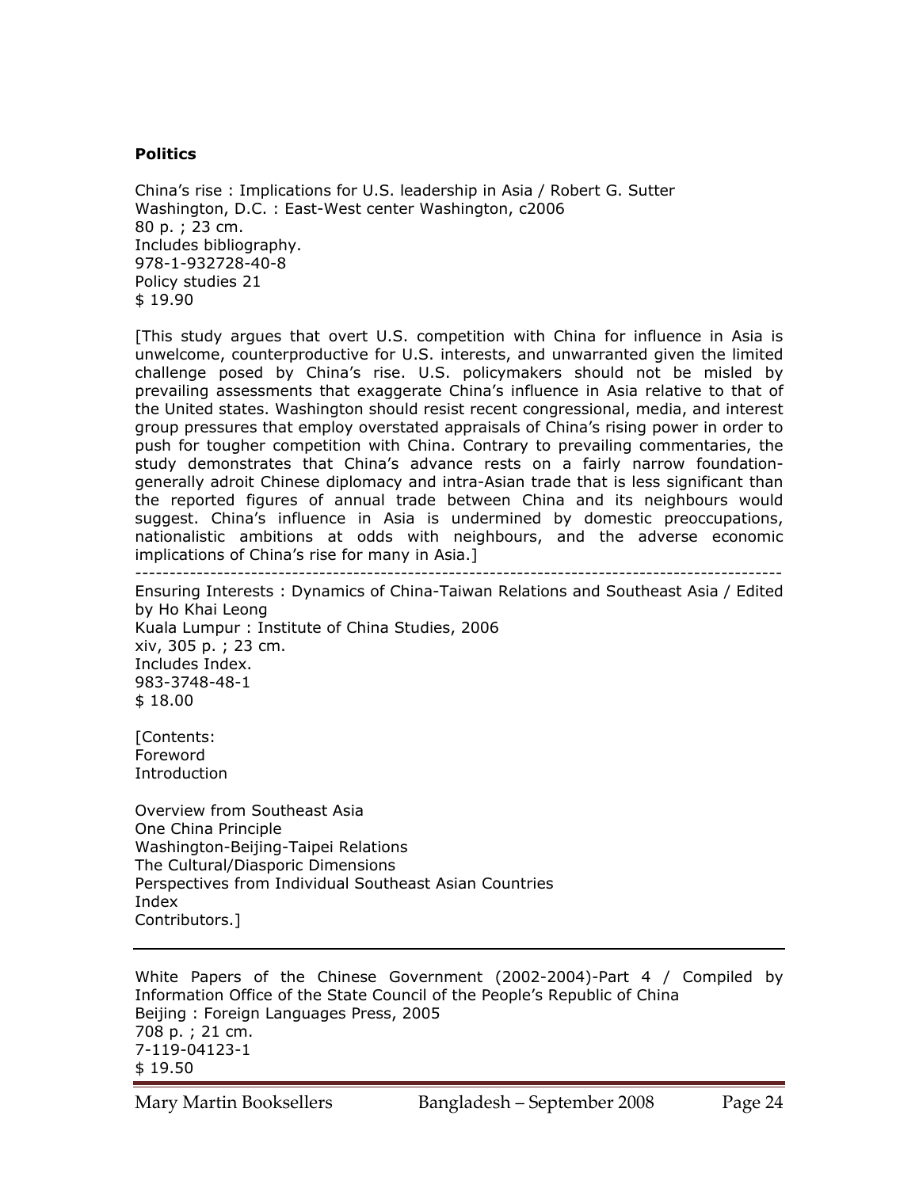**Politics**

China's rise : Implications for U.S. leadership in Asia / Robert G. Sutter
Washington, D.C. : East-West center Washington, c2006
80 p. ; 23 cm.
Includes bibliography.
978-1-932728-40-8
Policy studies 21
$ 19.90

[This study argues that overt U.S. competition with China for influence in Asia is unwelcome, counterproductive for U.S. interests, and unwarranted given the limited challenge posed by China's rise. U.S. policymakers should not be misled by prevailing assessments that exaggerate China's influence in Asia relative to that of the United states. Washington should resist recent congressional, media, and interest group pressures that employ overstated appraisals of China's rising power in order to push for tougher competition with China. Contrary to prevailing commentaries, the study demonstrates that China's advance rests on a fairly narrow foundation-generally adroit Chinese diplomacy and intra-Asian trade that is less significant than the reported figures of annual trade between China and its neighbours would suggest. China's influence in Asia is undermined by domestic preoccupations, nationalistic ambitions at odds with neighbours, and the adverse economic implications of China's rise for many in Asia.]

---

Ensuring Interests : Dynamics of China-Taiwan Relations and Southeast Asia / Edited by Ho Khai Leong
Kuala Lumpur : Institute of China Studies, 2006
xiv, 305 p. ; 23 cm.
Includes Index.
983-3748-48-1
$ 18.00

[Contents:
Foreword
Introduction

Overview from Southeast Asia
One China Principle
Washington-Beijing-Taipei Relations
The Cultural/Diasporic Dimensions
Perspectives from Individual Southeast Asian Countries
Index
Contributors.]

---

White Papers of the Chinese Government (2002-2004)-Part 4 / Compiled by Information Office of the State Council of the People's Republic of China
Beijing : Foreign Languages Press, 2005
708 p. ; 21 cm.
7-119-04123-1
$ 19.50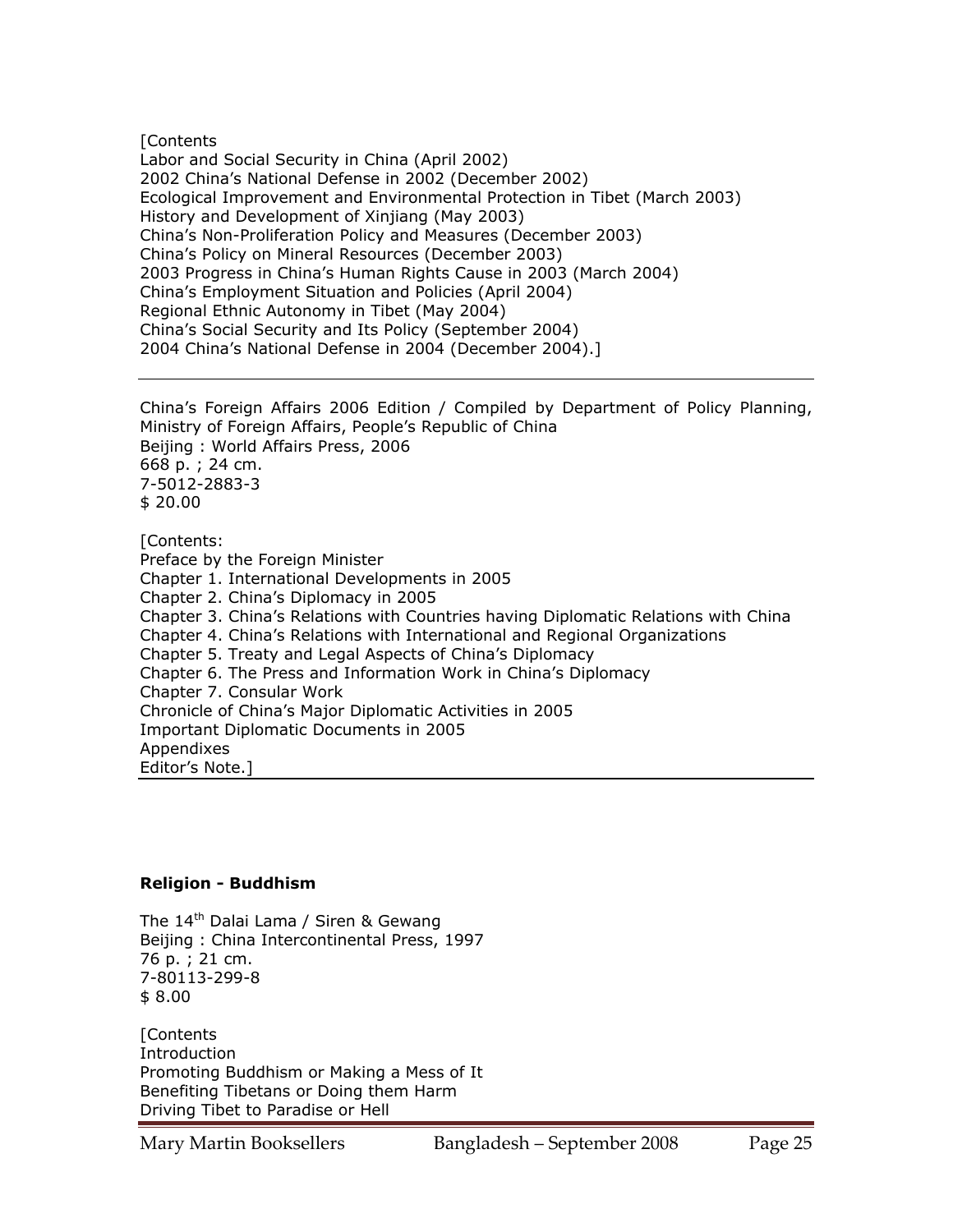[Contents
Labor and Social Security in China (April 2002)
2002 China's National Defense in 2002 (December 2002)
Ecological Improvement and Environmental Protection in Tibet (March 2003)
History and Development of Xinjiang (May 2003)
China's Non-Proliferation Policy and Measures (December 2003)
China's Policy on Mineral Resources (December 2003)
2003 Progress in China's Human Rights Cause in 2003 (March 2004)
China's Employment Situation and Policies (April 2004)
Regional Ethnic Autonomy in Tibet (May 2004)
China's Social Security and Its Policy (September 2004)
2004 China's National Defense in 2004 (December 2004).]

---

China's Foreign Affairs 2006 Edition / Compiled by Department of Policy Planning, Ministry of Foreign Affairs, People's Republic of China
Beijing : World Affairs Press, 2006
668 p. ; 24 cm.
7-5012-2883-3
$ 20.00

[Contents:
Preface by the Foreign Minister
Chapter 1. International Developments in 2005
Chapter 2. China's Diplomacy in 2005
Chapter 3. China's Relations with Countries having Diplomatic Relations with China
Chapter 4. China's Relations with International and Regional Organizations
Chapter 5. Treaty and Legal Aspects of China's Diplomacy
Chapter 6. The Press and Information Work in China's Diplomacy
Chapter 7. Consular Work
Chronicle of China's Major Diplomatic Activities in 2005
Important Diplomatic Documents in 2005
Appendixes
Editor's Note.]

---

**Religion - Buddhism**

The 14th Dalai Lama / Siren & Gewang
Beijing : China Intercontinental Press, 1997
76 p. ; 21 cm.
7-80113-299-8
$ 8.00

[Contents
Introduction
Promoting Buddhism or Making a Mess of It
Benefiting Tibetans or Doing them Harm
Driving Tibet to Paradise or Hell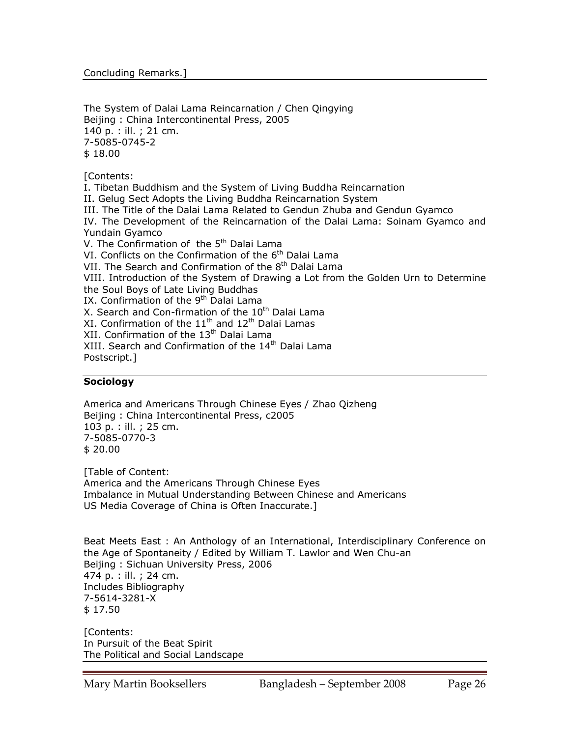Concluding Remarks.]

The System of Dalai Lama Reincarnation / Chen Qingying
Beijing : China Intercontinental Press, 2005
140 p. : ill. ; 21 cm.
7-5085-0745-2
$ 18.00

[Contents:
I. Tibetan Buddhism and the System of Living Buddha Reincarnation
II. Gelug Sect Adopts the Living Buddha Reincarnation System
III. The Title of the Dalai Lama Related to Gendun Zhuba and Gendun Gyamco
IV. The Development of the Reincarnation of the Dalai Lama: Soinam Gyamco and Yundain Gyamco
V. The Confirmation of the 5th Dalai Lama
VI. Conflicts on the Confirmation of the 6th Dalai Lama
VII. The Search and Confirmation of the 8th Dalai Lama
VIII. Introduction of the System of Drawing a Lot from the Golden Urn to Determine the Soul Boys of Late Living Buddhas
IX. Confirmation of the 9th Dalai Lama
X. Search and Con-firmation of the 10th Dalai Lama
XI. Confirmation of the 11th and 12th Dalai Lamas
XII. Confirmation of the 13th Dalai Lama
XIII. Search and Confirmation of the 14th Dalai Lama
Postscript.]

## Sociology

America and Americans Through Chinese Eyes / Zhao Qizheng
Beijing : China Intercontinental Press, c2005
103 p. : ill. ; 25 cm.
7-5085-0770-3
$ 20.00

[Table of Content:
America and the Americans Through Chinese Eyes
Imbalance in Mutual Understanding Between Chinese and Americans
US Media Coverage of China is Often Inaccurate.]

---

Beat Meets East : An Anthology of an International, Interdisciplinary Conference on the Age of Spontaneity / Edited by William T. Lawlor and Wen Chu-an
Beijing : Sichuan University Press, 2006
474 p. : ill. ; 24 cm.
Includes Bibliography
7-5614-3281-X
$ 17.50

[Contents:
In Pursuit of the Beat Spirit
The Political and Social Landscape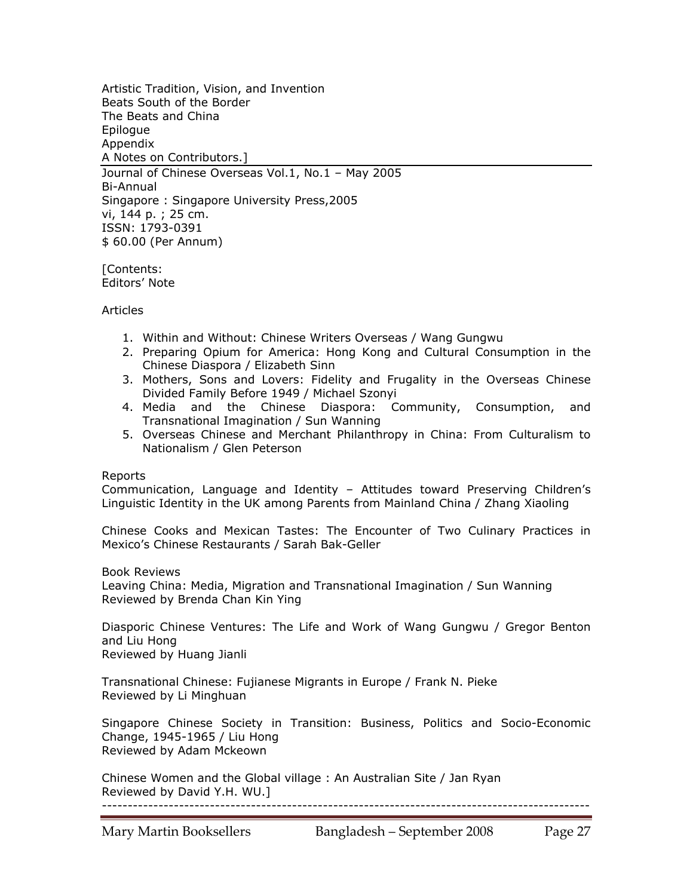Artistic Tradition, Vision, and Invention
Beats South of the Border
The Beats and China
Epilogue
Appendix
A Notes on Contributors.]

---

Journal of Chinese Overseas Vol.1, No.1 – May 2005
Bi-Annual
Singapore : Singapore University Press,2005
vi, 144 p. ; 25 cm.
ISSN: 1793-0391
$ 60.00 (Per Annum)

[Contents:
Editors' Note

Articles

1. Within and Without: Chinese Writers Overseas / Wang Gungwu
2. Preparing Opium for America: Hong Kong and Cultural Consumption in the Chinese Diaspora / Elizabeth Sinn
3. Mothers, Sons and Lovers: Fidelity and Frugality in the Overseas Chinese Divided Family Before 1949 / Michael Szonyi
4. Media and the Chinese Diaspora: Community, Consumption, and Transnational Imagination / Sun Wanning
5. Overseas Chinese and Merchant Philanthropy in China: From Culturalism to Nationalism / Glen Peterson

Reports
Communication, Language and Identity – Attitudes toward Preserving Children's Linguistic Identity in the UK among Parents from Mainland China / Zhang Xiaoling

Chinese Cooks and Mexican Tastes: The Encounter of Two Culinary Practices in Mexico's Chinese Restaurants / Sarah Bak-Geller

Book Reviews
Leaving China: Media, Migration and Transnational Imagination / Sun Wanning
Reviewed by Brenda Chan Kin Ying

Diasporic Chinese Ventures: The Life and Work of Wang Gungwu / Gregor Benton and Liu Hong
Reviewed by Huang Jianli

Transnational Chinese: Fujianese Migrants in Europe / Frank N. Pieke
Reviewed by Li Minghuan

Singapore Chinese Society in Transition: Business, Politics and Socio-Economic Change, 1945-1965 / Liu Hong
Reviewed by Adam Mckeown

Chinese Women and the Global village : An Australian Site / Jan Ryan
Reviewed by David Y.H. WU.]

---